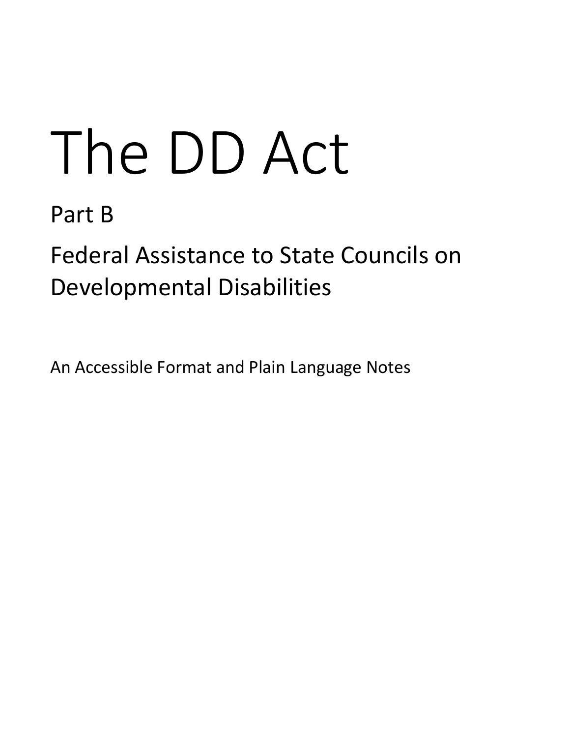# The DD Act

## Part B

## Federal Assistance to State Councils on Developmental Disabilities

An Accessible Format and Plain Language Notes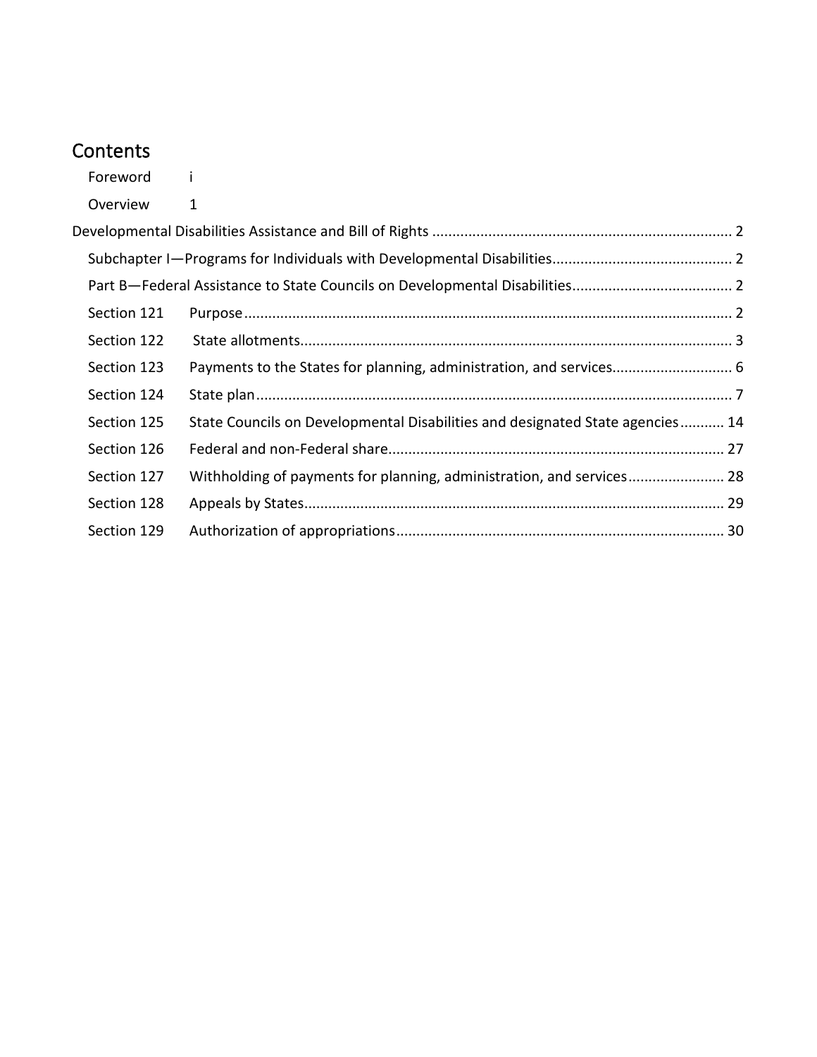# Contents

Foreword i

Overview 1

Developmental Disabilities Assistance and Bill of Rights ... 2

Subchapter I—Programs for Individuals with Developmental Disabilities ... 2

Part B—Federal Assistance to State Councils on Developmental Disabilities ... 2

| | | |
|---|---|---|
| Section 121 | Purpose | 2 |
| Section 122 | State allotments | 3 |
| Section 123 | Payments to the States for planning, administration, and services | 6 |
| Section 124 | State plan | 7 |
| Section 125 | State Councils on Developmental Disabilities and designated State agencies | 14 |
| Section 126 | Federal and non-Federal share | 27 |
| Section 127 | Withholding of payments for planning, administration, and services | 28 |
| Section 128 | Appeals by States | 29 |
| Section 129 | Authorization of appropriations | 30 |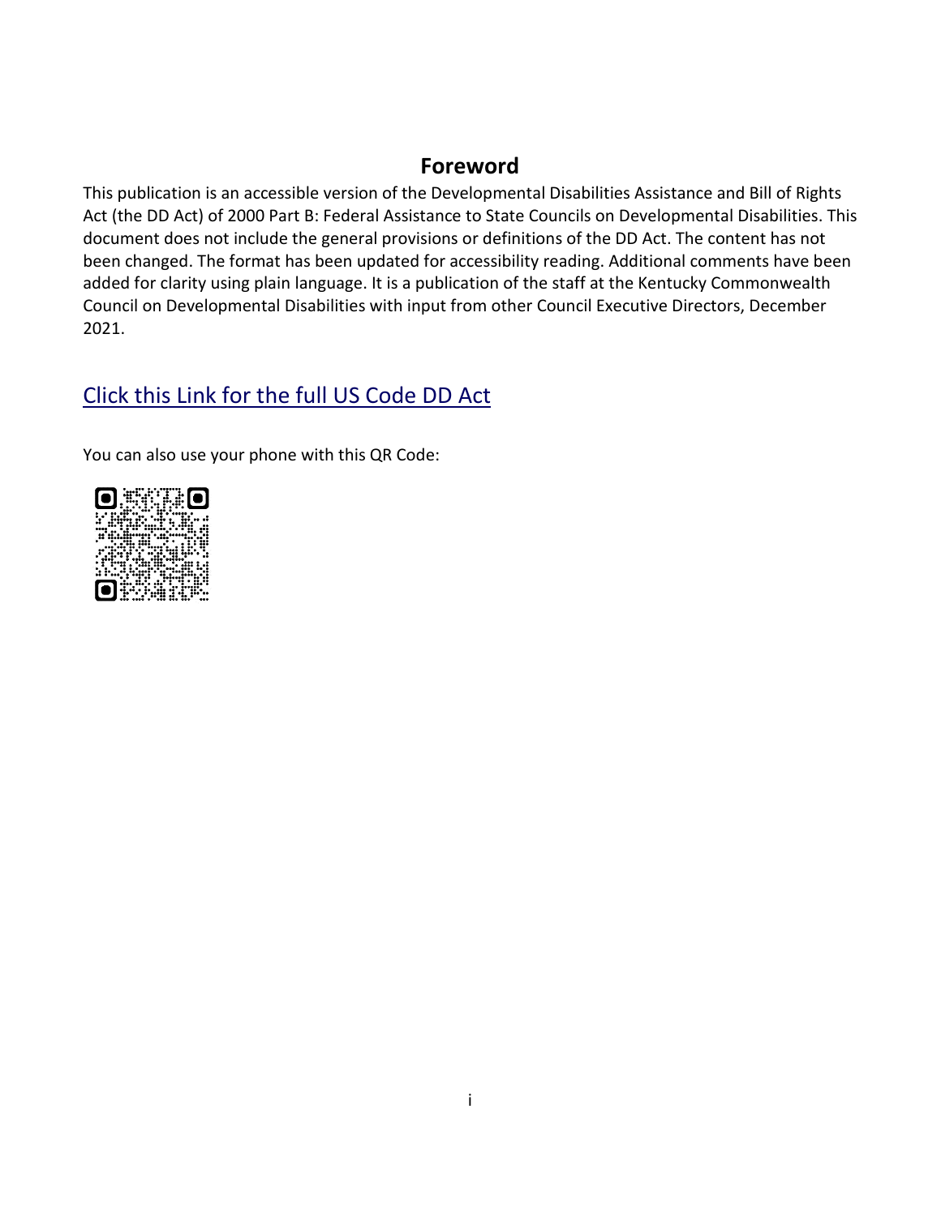## Foreword

This publication is an accessible version of the Developmental Disabilities Assistance and Bill of Rights Act (the DD Act) of 2000 Part B: Federal Assistance to State Councils on Developmental Disabilities. This document does not include the general provisions or definitions of the DD Act. The content has not been changed. The format has been updated for accessibility reading. Additional comments have been added for clarity using plain language. It is a publication of the staff at the Kentucky Commonwealth Council on Developmental Disabilities with input from other Council Executive Directors, December 2021.

### Click this Link for the full US Code DD Act

You can also use your phone with this QR Code: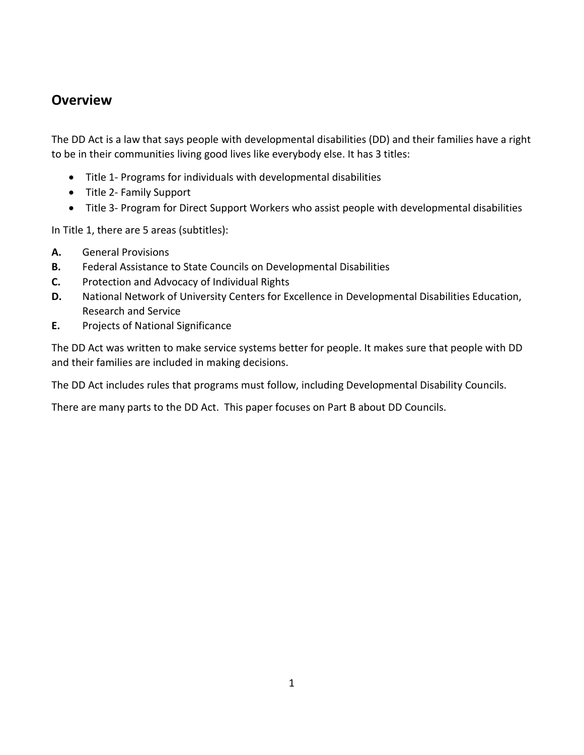## Overview

The DD Act is a law that says people with developmental disabilities (DD) and their families have a right to be in their communities living good lives like everybody else. It has 3 titles:

- Title 1- Programs for individuals with developmental disabilities
- Title 2- Family Support
- Title 3- Program for Direct Support Workers who assist people with developmental disabilities

In Title 1, there are 5 areas (subtitles):

**A.** General Provisions
**B.** Federal Assistance to State Councils on Developmental Disabilities
**C.** Protection and Advocacy of Individual Rights
**D.** National Network of University Centers for Excellence in Developmental Disabilities Education, Research and Service
**E.** Projects of National Significance

The DD Act was written to make service systems better for people. It makes sure that people with DD and their families are included in making decisions.

The DD Act includes rules that programs must follow, including Developmental Disability Councils.

There are many parts to the DD Act. This paper focuses on Part B about DD Councils.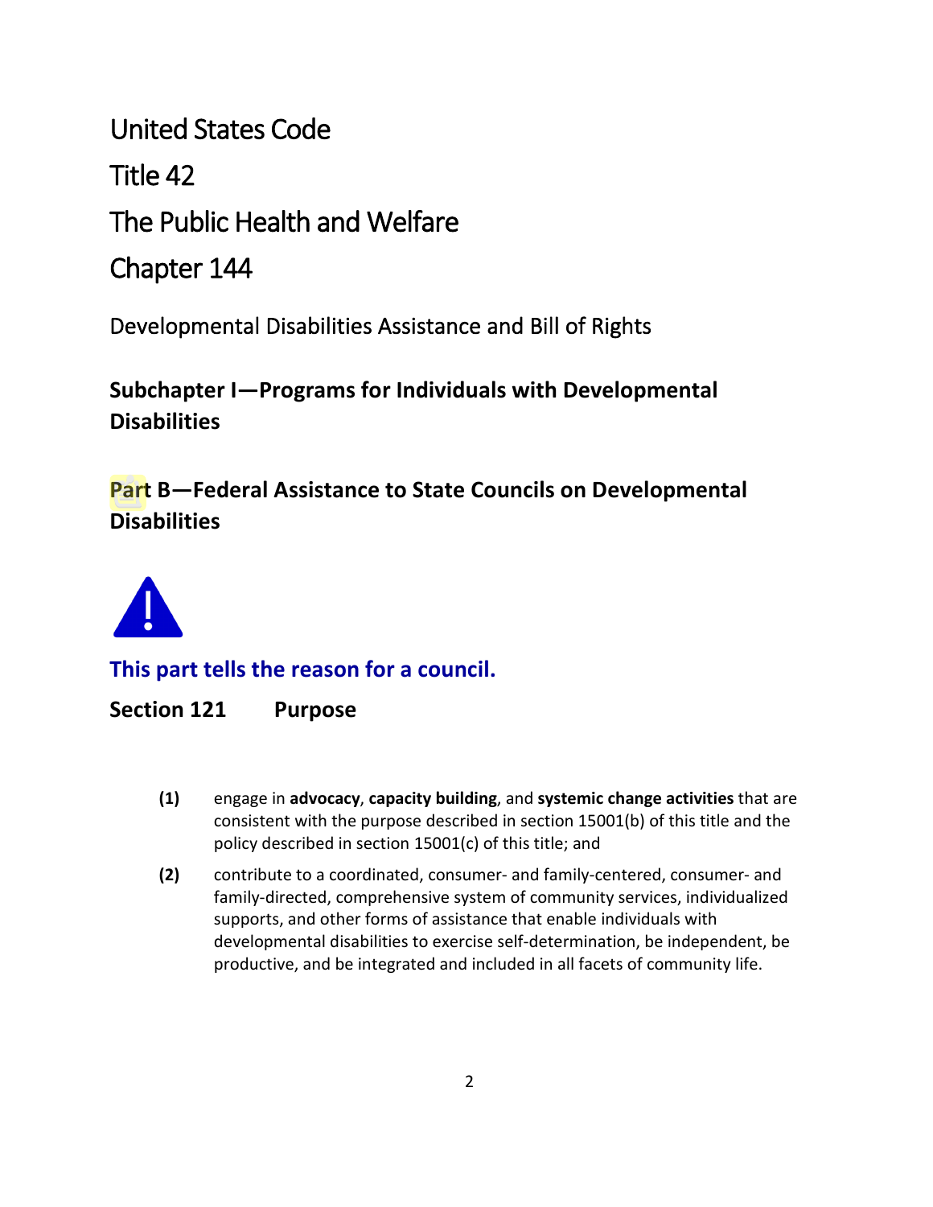# United States Code

# Title 42

# The Public Health and Welfare

# Chapter 144

## Developmental Disabilities Assistance and Bill of Rights

### Subchapter I—Programs for Individuals with Developmental Disabilities

### Part B—Federal Assistance to State Councils on Developmental Disabilities

**This part tells the reason for a council.**

### Section 121 Purpose

**(1)** engage in **advocacy**, **capacity building**, and **systemic change activities** that are consistent with the purpose described in section 15001(b) of this title and the policy described in section 15001(c) of this title; and

**(2)** contribute to a coordinated, consumer- and family-centered, consumer- and family-directed, comprehensive system of community services, individualized supports, and other forms of assistance that enable individuals with developmental disabilities to exercise self-determination, be independent, be productive, and be integrated and included in all facets of community life.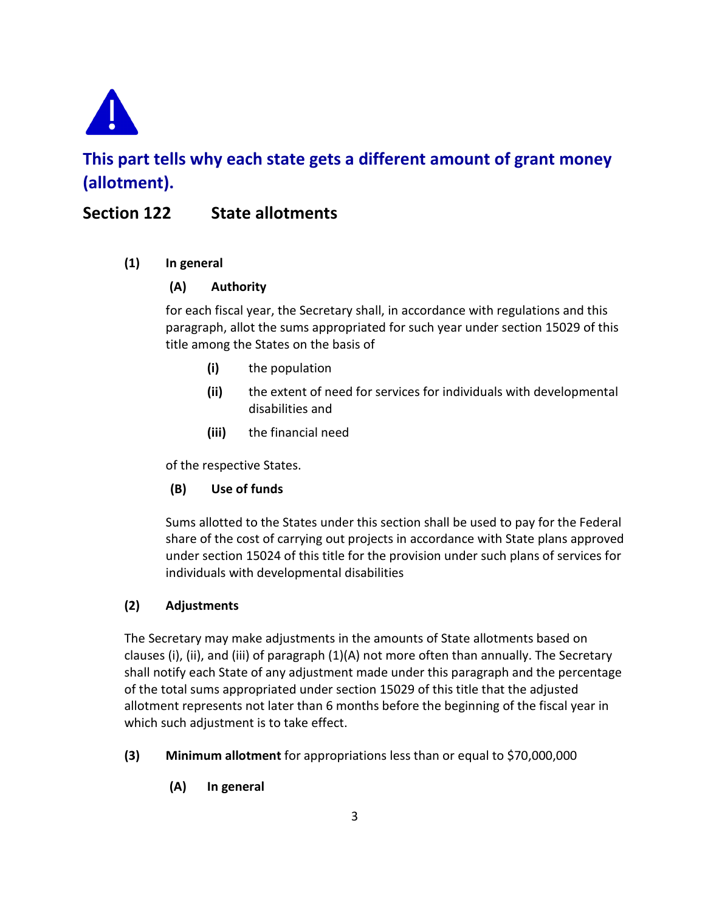**This part tells why each state gets a different amount of grant money (allotment).**

## Section 122 State allotments

**(1) In general**

**(A) Authority**

for each fiscal year, the Secretary shall, in accordance with regulations and this paragraph, allot the sums appropriated for such year under section 15029 of this title among the States on the basis of

- **(i)** the population
- **(ii)** the extent of need for services for individuals with developmental disabilities and
- **(iii)** the financial need

of the respective States.

**(B) Use of funds**

Sums allotted to the States under this section shall be used to pay for the Federal share of the cost of carrying out projects in accordance with State plans approved under section 15024 of this title for the provision under such plans of services for individuals with developmental disabilities

**(2) Adjustments**

The Secretary may make adjustments in the amounts of State allotments based on clauses (i), (ii), and (iii) of paragraph (1)(A) not more often than annually. The Secretary shall notify each State of any adjustment made under this paragraph and the percentage of the total sums appropriated under section 15029 of this title that the adjusted allotment represents not later than 6 months before the beginning of the fiscal year in which such adjustment is to take effect.

**(3) Minimum allotment** for appropriations less than or equal to $70,000,000

**(A) In general**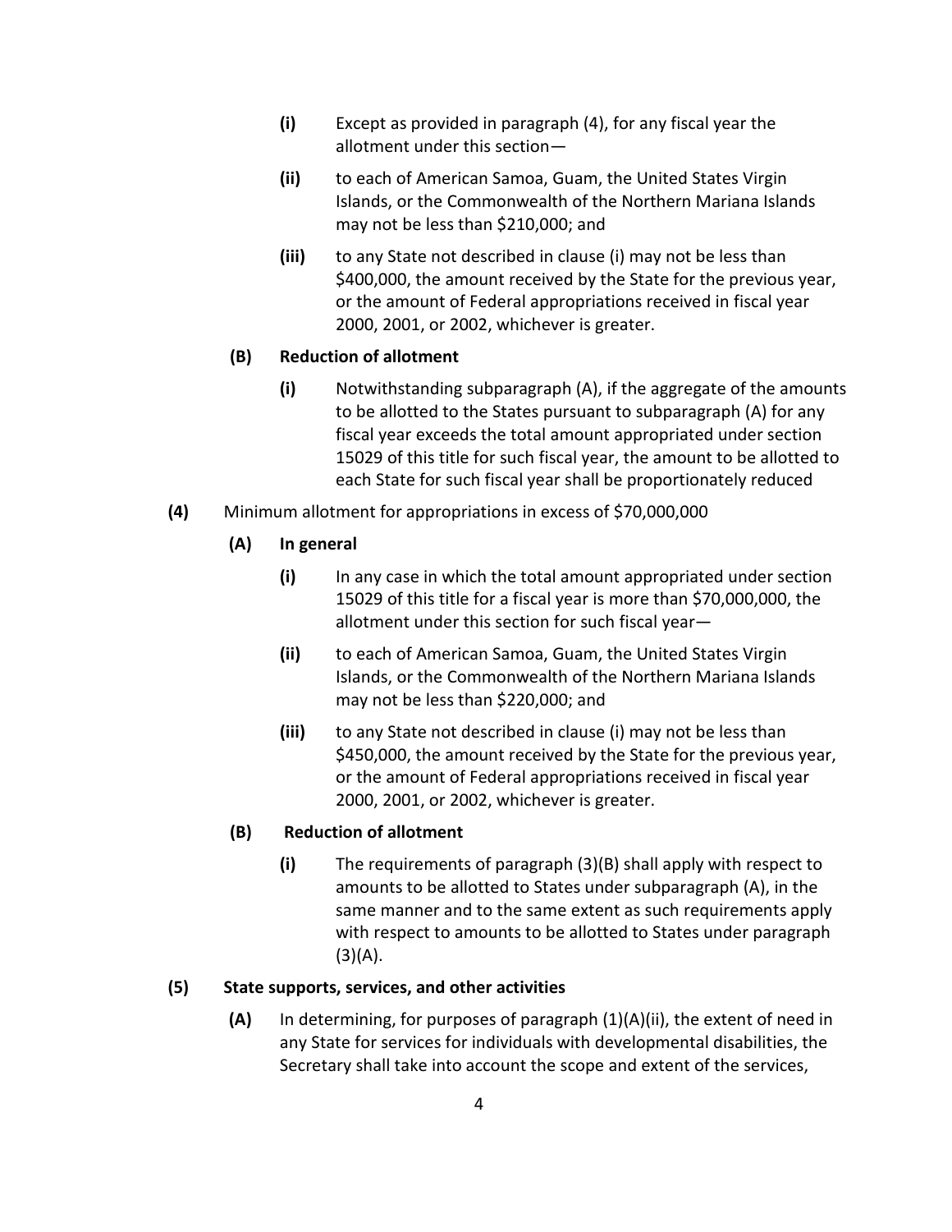**(i)** Except as provided in paragraph (4), for any fiscal year the allotment under this section—

**(ii)** to each of American Samoa, Guam, the United States Virgin Islands, or the Commonwealth of the Northern Mariana Islands may not be less than $210,000; and

**(iii)** to any State not described in clause (i) may not be less than $400,000, the amount received by the State for the previous year, or the amount of Federal appropriations received in fiscal year 2000, 2001, or 2002, whichever is greater.

**(B) Reduction of allotment**

**(i)** Notwithstanding subparagraph (A), if the aggregate of the amounts to be allotted to the States pursuant to subparagraph (A) for any fiscal year exceeds the total amount appropriated under section 15029 of this title for such fiscal year, the amount to be allotted to each State for such fiscal year shall be proportionately reduced

**(4)** Minimum allotment for appropriations in excess of $70,000,000

**(A) In general**

**(i)** In any case in which the total amount appropriated under section 15029 of this title for a fiscal year is more than $70,000,000, the allotment under this section for such fiscal year—

**(ii)** to each of American Samoa, Guam, the United States Virgin Islands, or the Commonwealth of the Northern Mariana Islands may not be less than $220,000; and

**(iii)** to any State not described in clause (i) may not be less than $450,000, the amount received by the State for the previous year, or the amount of Federal appropriations received in fiscal year 2000, 2001, or 2002, whichever is greater.

**(B) Reduction of allotment**

**(i)** The requirements of paragraph (3)(B) shall apply with respect to amounts to be allotted to States under subparagraph (A), in the same manner and to the same extent as such requirements apply with respect to amounts to be allotted to States under paragraph (3)(A).

**(5) State supports, services, and other activities**

**(A)** In determining, for purposes of paragraph (1)(A)(ii), the extent of need in any State for services for individuals with developmental disabilities, the Secretary shall take into account the scope and extent of the services,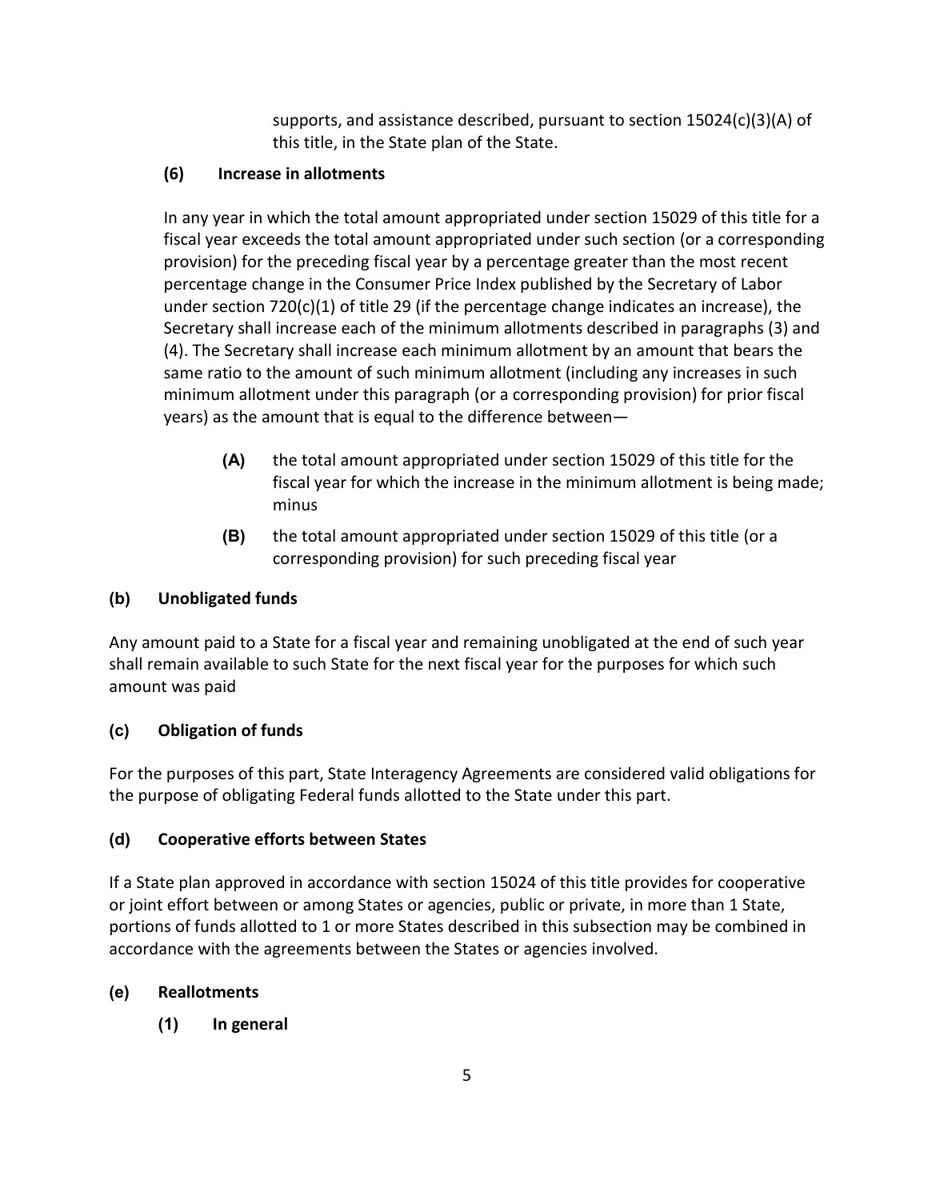supports, and assistance described, pursuant to section 15024(c)(3)(A) of this title, in the State plan of the State.

**(6) Increase in allotments**

In any year in which the total amount appropriated under section 15029 of this title for a fiscal year exceeds the total amount appropriated under such section (or a corresponding provision) for the preceding fiscal year by a percentage greater than the most recent percentage change in the Consumer Price Index published by the Secretary of Labor under section 720(c)(1) of title 29 (if the percentage change indicates an increase), the Secretary shall increase each of the minimum allotments described in paragraphs (3) and (4). The Secretary shall increase each minimum allotment by an amount that bears the same ratio to the amount of such minimum allotment (including any increases in such minimum allotment under this paragraph (or a corresponding provision) for prior fiscal years) as the amount that is equal to the difference between—

- **(A)** the total amount appropriated under section 15029 of this title for the fiscal year for which the increase in the minimum allotment is being made; minus
- **(B)** the total amount appropriated under section 15029 of this title (or a corresponding provision) for such preceding fiscal year

**(b) Unobligated funds**

Any amount paid to a State for a fiscal year and remaining unobligated at the end of such year shall remain available to such State for the next fiscal year for the purposes for which such amount was paid

**(c) Obligation of funds**

For the purposes of this part, State Interagency Agreements are considered valid obligations for the purpose of obligating Federal funds allotted to the State under this part.

**(d) Cooperative efforts between States**

If a State plan approved in accordance with section 15024 of this title provides for cooperative or joint effort between or among States or agencies, public or private, in more than 1 State, portions of funds allotted to 1 or more States described in this subsection may be combined in accordance with the agreements between the States or agencies involved.

**(e) Reallotments**

**(1) In general**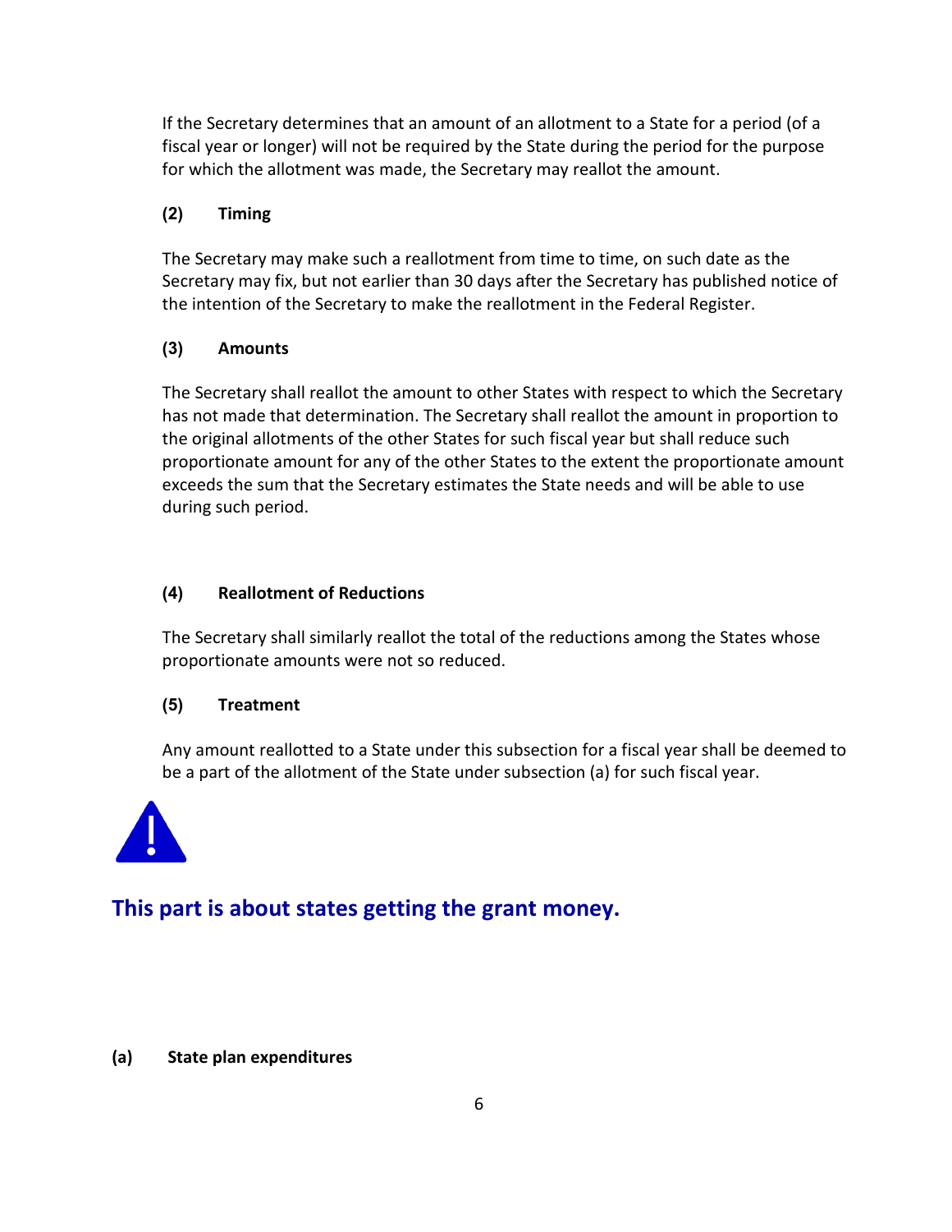If the Secretary determines that an amount of an allotment to a State for a period (of a fiscal year or longer) will not be required by the State during the period for the purpose for which the allotment was made, the Secretary may reallot the amount.

**(2) Timing**

The Secretary may make such a reallotment from time to time, on such date as the Secretary may fix, but not earlier than 30 days after the Secretary has published notice of the intention of the Secretary to make the reallotment in the Federal Register.

**(3) Amounts**

The Secretary shall reallot the amount to other States with respect to which the Secretary has not made that determination. The Secretary shall reallot the amount in proportion to the original allotments of the other States for such fiscal year but shall reduce such proportionate amount for any of the other States to the extent the proportionate amount exceeds the sum that the Secretary estimates the State needs and will be able to use during such period.

**(4) Reallotment of Reductions**

The Secretary shall similarly reallot the total of the reductions among the States whose proportionate amounts were not so reduced.

**(5) Treatment**

Any amount reallotted to a State under this subsection for a fiscal year shall be deemed to be a part of the allotment of the State under subsection (a) for such fiscal year.

## This part is about states getting the grant money.

**(a) State plan expenditures**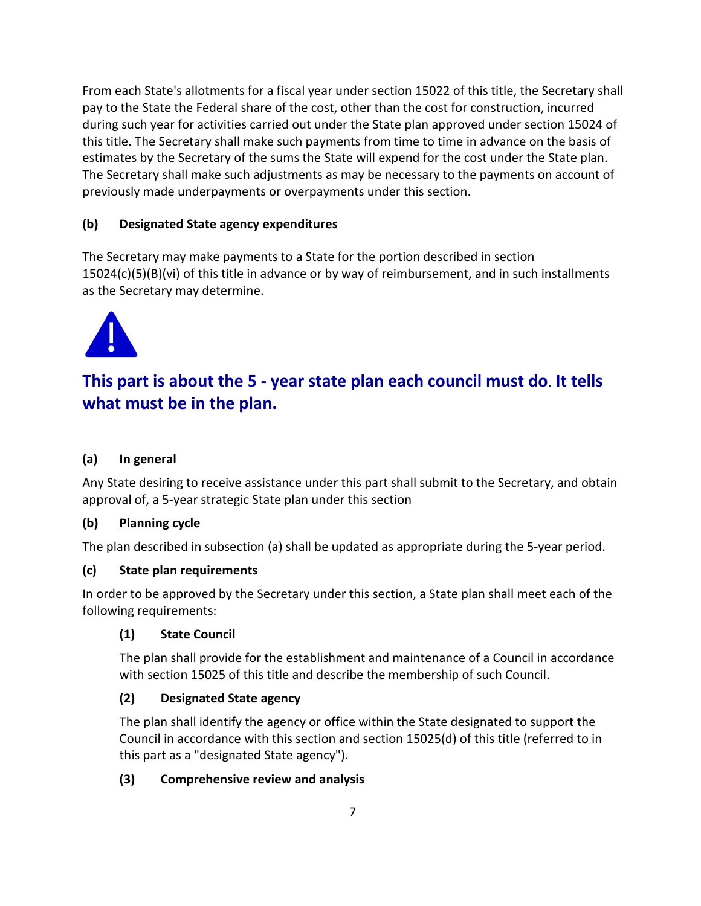From each State's allotments for a fiscal year under section 15022 of this title, the Secretary shall pay to the State the Federal share of the cost, other than the cost for construction, incurred during such year for activities carried out under the State plan approved under section 15024 of this title. The Secretary shall make such payments from time to time in advance on the basis of estimates by the Secretary of the sums the State will expend for the cost under the State plan. The Secretary shall make such adjustments as may be necessary to the payments on account of previously made underpayments or overpayments under this section.

**(b) Designated State agency expenditures**

The Secretary may make payments to a State for the portion described in section 15024(c)(5)(B)(vi) of this title in advance or by way of reimbursement, and in such installments as the Secretary may determine.

## This part is about the 5 - year state plan each council must do. It tells what must be in the plan.

**(a) In general**

Any State desiring to receive assistance under this part shall submit to the Secretary, and obtain approval of, a 5-year strategic State plan under this section

**(b) Planning cycle**

The plan described in subsection (a) shall be updated as appropriate during the 5-year period.

**(c) State plan requirements**

In order to be approved by the Secretary under this section, a State plan shall meet each of the following requirements:

**(1) State Council**

The plan shall provide for the establishment and maintenance of a Council in accordance with section 15025 of this title and describe the membership of such Council.

**(2) Designated State agency**

The plan shall identify the agency or office within the State designated to support the Council in accordance with this section and section 15025(d) of this title (referred to in this part as a "designated State agency").

**(3) Comprehensive review and analysis**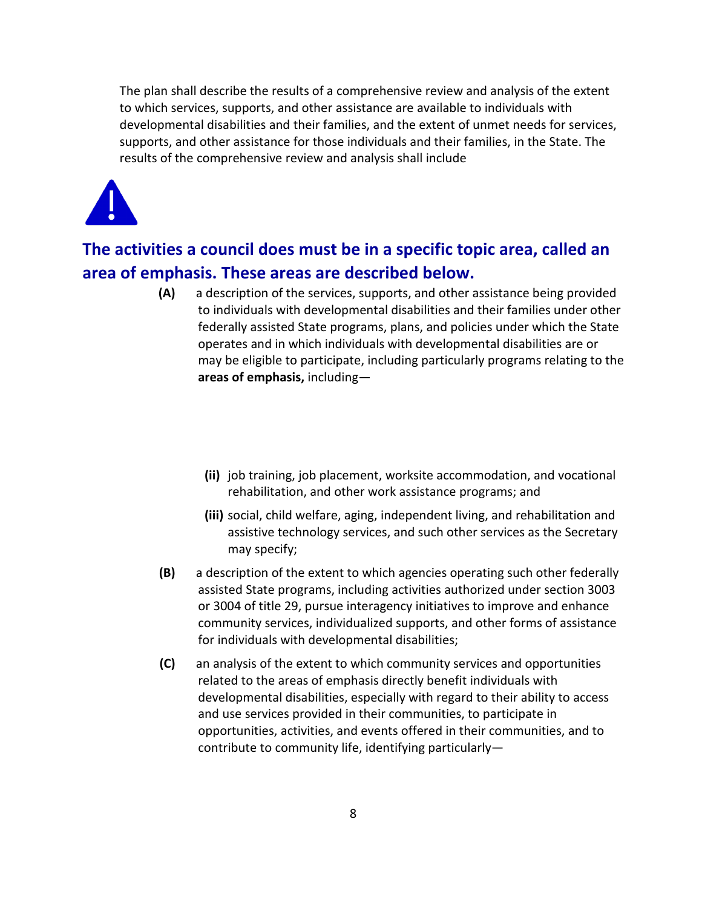The plan shall describe the results of a comprehensive review and analysis of the extent to which services, supports, and other assistance are available to individuals with developmental disabilities and their families, and the extent of unmet needs for services, supports, and other assistance for those individuals and their families, in the State. The results of the comprehensive review and analysis shall include

## The activities a council does must be in a specific topic area, called an area of emphasis. These areas are described below.

**(A)** a description of the services, supports, and other assistance being provided to individuals with developmental disabilities and their families under other federally assisted State programs, plans, and policies under which the State operates and in which individuals with developmental disabilities are or may be eligible to participate, including particularly programs relating to the **areas of emphasis,** including—

> **(ii)** job training, job placement, worksite accommodation, and vocational rehabilitation, and other work assistance programs; and
>
> **(iii)** social, child welfare, aging, independent living, and rehabilitation and assistive technology services, and such other services as the Secretary may specify;

**(B)** a description of the extent to which agencies operating such other federally assisted State programs, including activities authorized under section 3003 or 3004 of title 29, pursue interagency initiatives to improve and enhance community services, individualized supports, and other forms of assistance for individuals with developmental disabilities;

**(C)** an analysis of the extent to which community services and opportunities related to the areas of emphasis directly benefit individuals with developmental disabilities, especially with regard to their ability to access and use services provided in their communities, to participate in opportunities, activities, and events offered in their communities, and to contribute to community life, identifying particularly—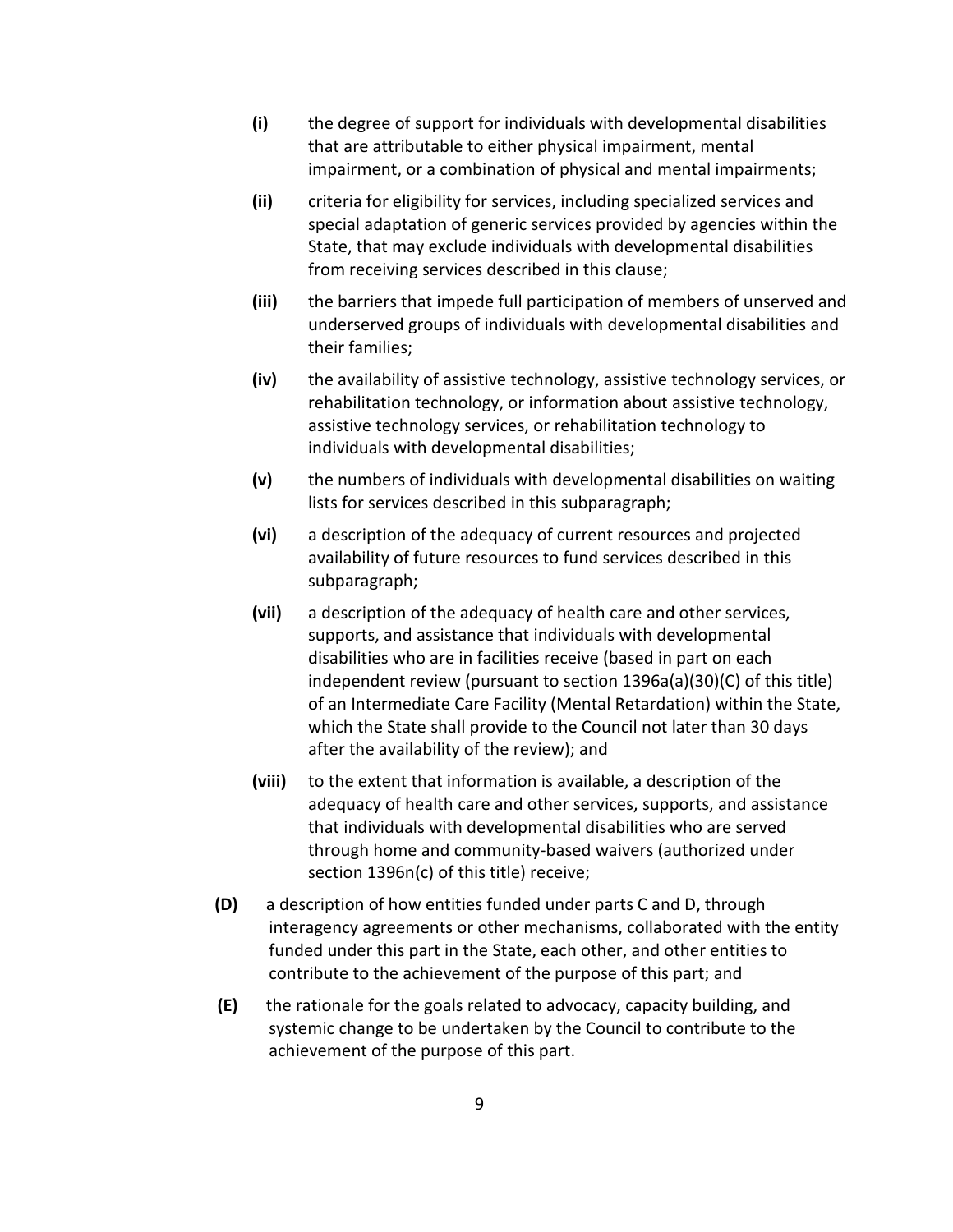- **(i)** the degree of support for individuals with developmental disabilities that are attributable to either physical impairment, mental impairment, or a combination of physical and mental impairments;

- **(ii)** criteria for eligibility for services, including specialized services and special adaptation of generic services provided by agencies within the State, that may exclude individuals with developmental disabilities from receiving services described in this clause;

- **(iii)** the barriers that impede full participation of members of unserved and underserved groups of individuals with developmental disabilities and their families;

- **(iv)** the availability of assistive technology, assistive technology services, or rehabilitation technology, or information about assistive technology, assistive technology services, or rehabilitation technology to individuals with developmental disabilities;

- **(v)** the numbers of individuals with developmental disabilities on waiting lists for services described in this subparagraph;

- **(vi)** a description of the adequacy of current resources and projected availability of future resources to fund services described in this subparagraph;

- **(vii)** a description of the adequacy of health care and other services, supports, and assistance that individuals with developmental disabilities who are in facilities receive (based in part on each independent review (pursuant to section 1396a(a)(30)(C) of this title) of an Intermediate Care Facility (Mental Retardation) within the State, which the State shall provide to the Council not later than 30 days after the availability of the review); and

- **(viii)** to the extent that information is available, a description of the adequacy of health care and other services, supports, and assistance that individuals with developmental disabilities who are served through home and community-based waivers (authorized under section 1396n(c) of this title) receive;

**(D)** a description of how entities funded under parts C and D, through interagency agreements or other mechanisms, collaborated with the entity funded under this part in the State, each other, and other entities to contribute to the achievement of the purpose of this part; and

**(E)** the rationale for the goals related to advocacy, capacity building, and systemic change to be undertaken by the Council to contribute to the achievement of the purpose of this part.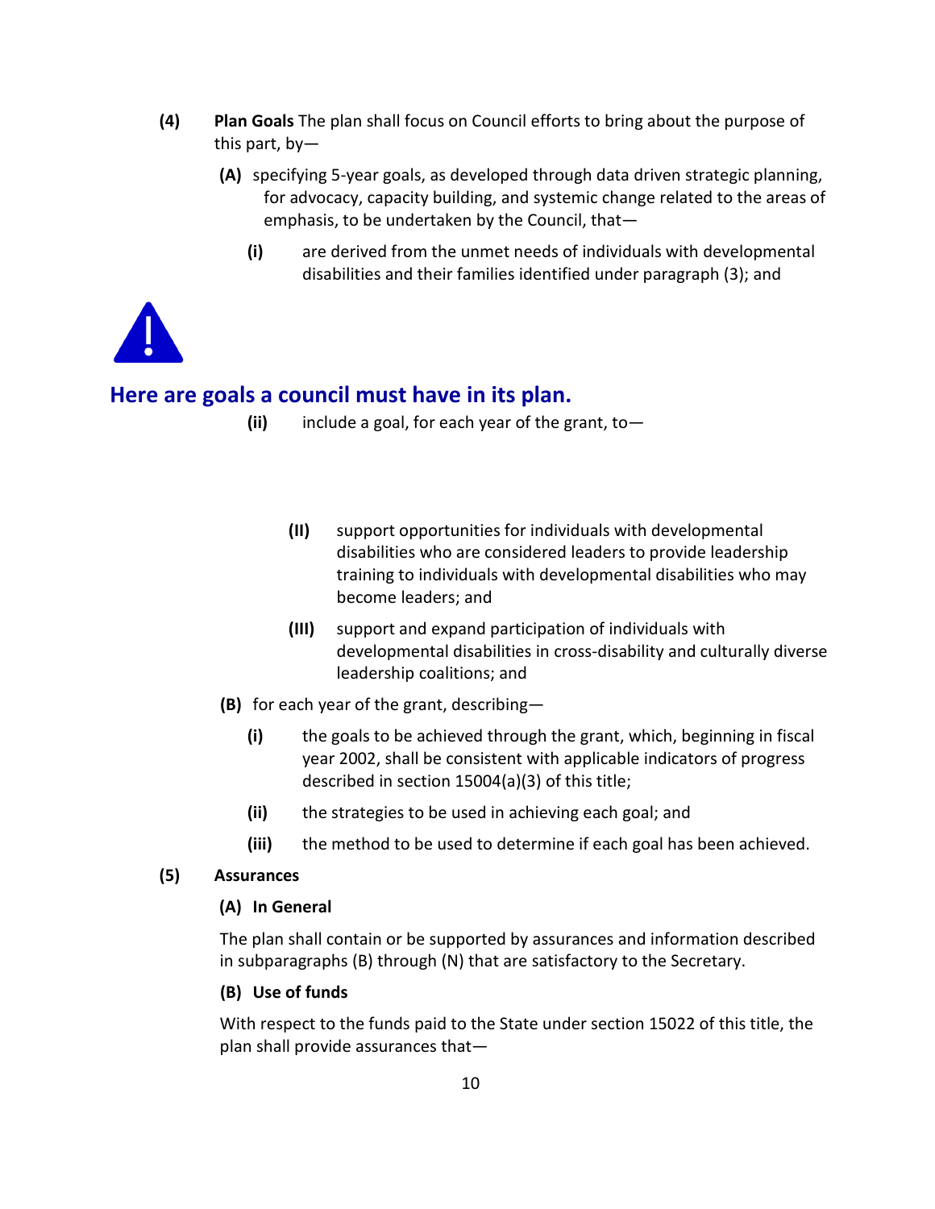**(4)** **Plan Goals** The plan shall focus on Council efforts to bring about the purpose of this part, by—

**(A)** specifying 5-year goals, as developed through data driven strategic planning, for advocacy, capacity building, and systemic change related to the areas of emphasis, to be undertaken by the Council, that—

**(i)** are derived from the unmet needs of individuals with developmental disabilities and their families identified under paragraph (3); and

## Here are goals a council must have in its plan.

**(ii)** include a goal, for each year of the grant, to—

**(II)** support opportunities for individuals with developmental disabilities who are considered leaders to provide leadership training to individuals with developmental disabilities who may become leaders; and

**(III)** support and expand participation of individuals with developmental disabilities in cross-disability and culturally diverse leadership coalitions; and

**(B)** for each year of the grant, describing—

**(i)** the goals to be achieved through the grant, which, beginning in fiscal year 2002, shall be consistent with applicable indicators of progress described in section 15004(a)(3) of this title;

**(ii)** the strategies to be used in achieving each goal; and

**(iii)** the method to be used to determine if each goal has been achieved.

**(5)** **Assurances**

**(A) In General**

The plan shall contain or be supported by assurances and information described in subparagraphs (B) through (N) that are satisfactory to the Secretary.

**(B) Use of funds**

With respect to the funds paid to the State under section 15022 of this title, the plan shall provide assurances that—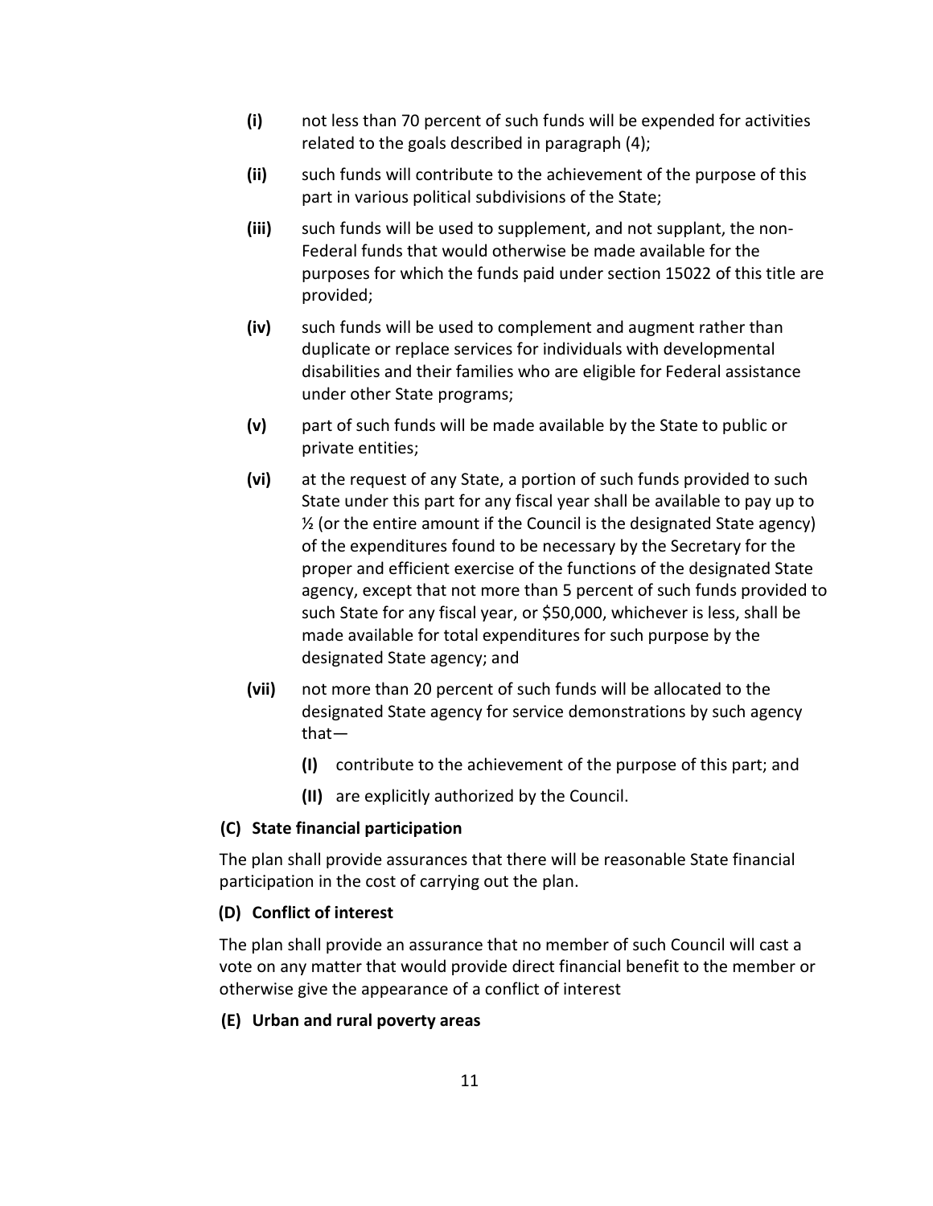**(i)** not less than 70 percent of such funds will be expended for activities related to the goals described in paragraph (4);

**(ii)** such funds will contribute to the achievement of the purpose of this part in various political subdivisions of the State;

**(iii)** such funds will be used to supplement, and not supplant, the non-Federal funds that would otherwise be made available for the purposes for which the funds paid under section 15022 of this title are provided;

**(iv)** such funds will be used to complement and augment rather than duplicate or replace services for individuals with developmental disabilities and their families who are eligible for Federal assistance under other State programs;

**(v)** part of such funds will be made available by the State to public or private entities;

**(vi)** at the request of any State, a portion of such funds provided to such State under this part for any fiscal year shall be available to pay up to ½ (or the entire amount if the Council is the designated State agency) of the expenditures found to be necessary by the Secretary for the proper and efficient exercise of the functions of the designated State agency, except that not more than 5 percent of such funds provided to such State for any fiscal year, or $50,000, whichever is less, shall be made available for total expenditures for such purpose by the designated State agency; and

**(vii)** not more than 20 percent of such funds will be allocated to the designated State agency for service demonstrations by such agency that—

**(I)** contribute to the achievement of the purpose of this part; and

**(II)** are explicitly authorized by the Council.

**(C) State financial participation**

The plan shall provide assurances that there will be reasonable State financial participation in the cost of carrying out the plan.

**(D) Conflict of interest**

The plan shall provide an assurance that no member of such Council will cast a vote on any matter that would provide direct financial benefit to the member or otherwise give the appearance of a conflict of interest

**(E) Urban and rural poverty areas**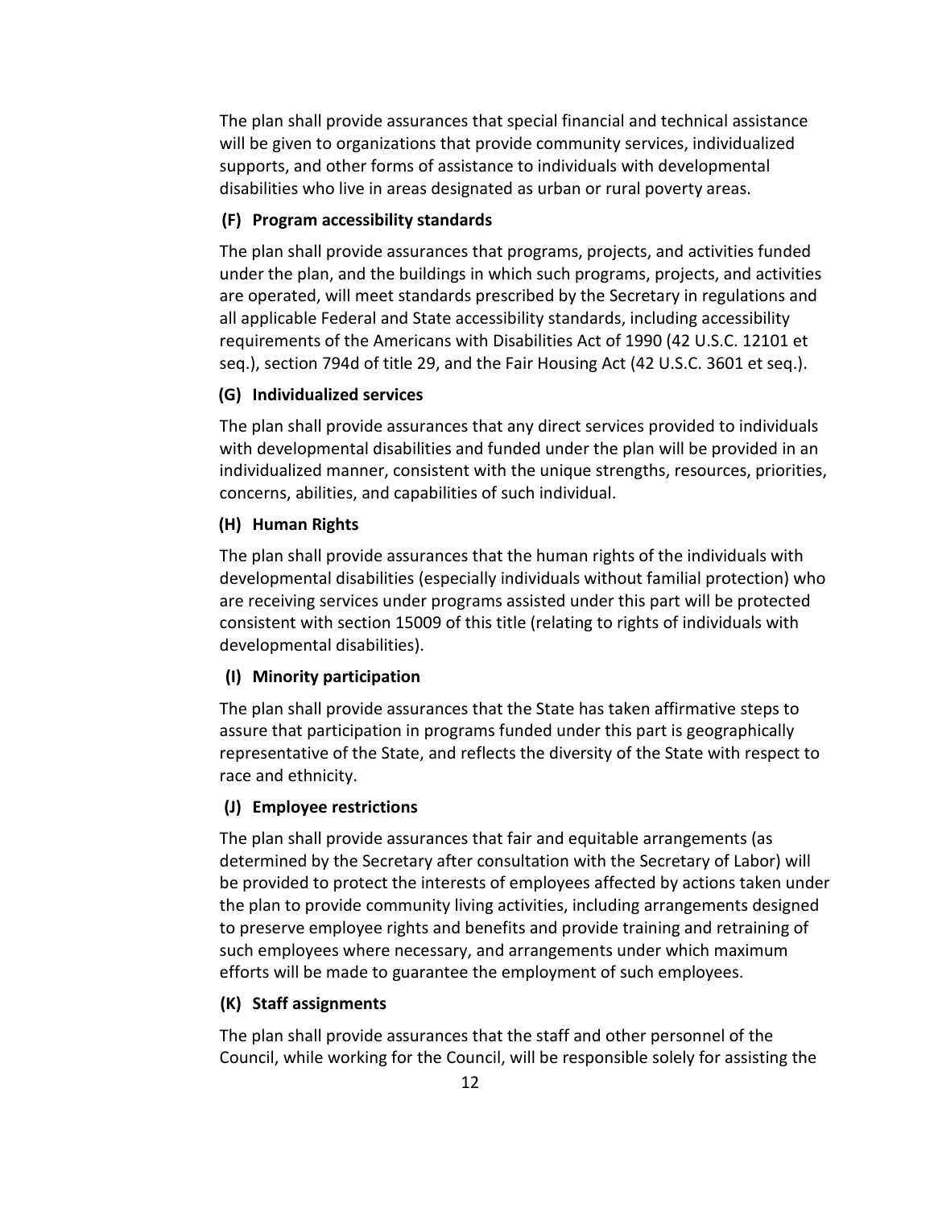The plan shall provide assurances that special financial and technical assistance will be given to organizations that provide community services, individualized supports, and other forms of assistance to individuals with developmental disabilities who live in areas designated as urban or rural poverty areas.

#### (F) Program accessibility standards

The plan shall provide assurances that programs, projects, and activities funded under the plan, and the buildings in which such programs, projects, and activities are operated, will meet standards prescribed by the Secretary in regulations and all applicable Federal and State accessibility standards, including accessibility requirements of the Americans with Disabilities Act of 1990 (42 U.S.C. 12101 et seq.), section 794d of title 29, and the Fair Housing Act (42 U.S.C. 3601 et seq.).

#### (G) Individualized services

The plan shall provide assurances that any direct services provided to individuals with developmental disabilities and funded under the plan will be provided in an individualized manner, consistent with the unique strengths, resources, priorities, concerns, abilities, and capabilities of such individual.

#### (H) Human Rights

The plan shall provide assurances that the human rights of the individuals with developmental disabilities (especially individuals without familial protection) who are receiving services under programs assisted under this part will be protected consistent with section 15009 of this title (relating to rights of individuals with developmental disabilities).

#### (I) Minority participation

The plan shall provide assurances that the State has taken affirmative steps to assure that participation in programs funded under this part is geographically representative of the State, and reflects the diversity of the State with respect to race and ethnicity.

#### (J) Employee restrictions

The plan shall provide assurances that fair and equitable arrangements (as determined by the Secretary after consultation with the Secretary of Labor) will be provided to protect the interests of employees affected by actions taken under the plan to provide community living activities, including arrangements designed to preserve employee rights and benefits and provide training and retraining of such employees where necessary, and arrangements under which maximum efforts will be made to guarantee the employment of such employees.

#### (K) Staff assignments

The plan shall provide assurances that the staff and other personnel of the Council, while working for the Council, will be responsible solely for assisting the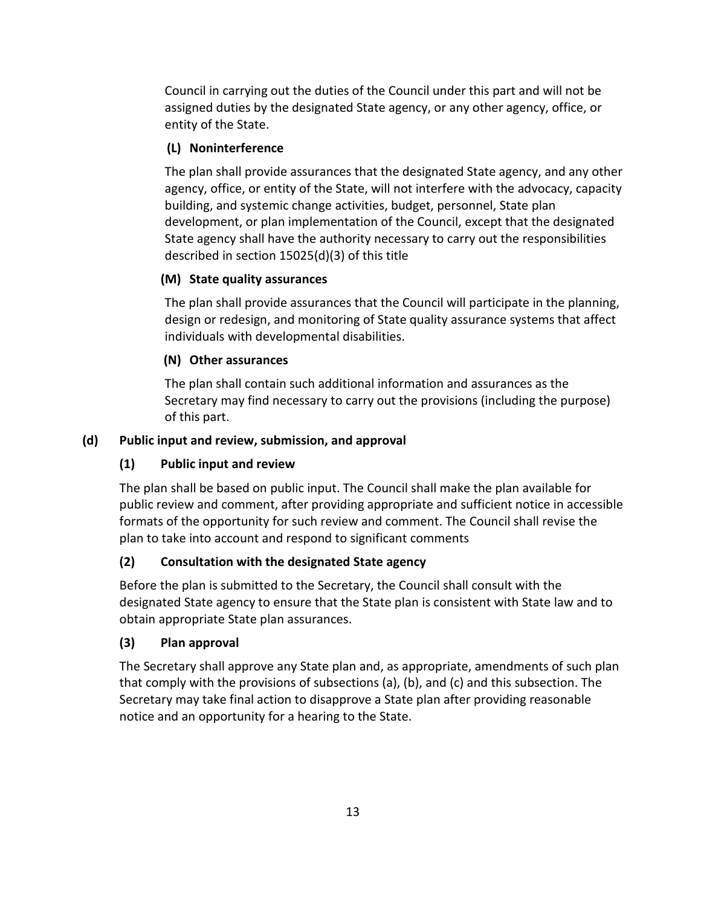Council in carrying out the duties of the Council under this part and will not be assigned duties by the designated State agency, or any other agency, office, or entity of the State.

**(L) Noninterference**

The plan shall provide assurances that the designated State agency, and any other agency, office, or entity of the State, will not interfere with the advocacy, capacity building, and systemic change activities, budget, personnel, State plan development, or plan implementation of the Council, except that the designated State agency shall have the authority necessary to carry out the responsibilities described in section 15025(d)(3) of this title

**(M) State quality assurances**

The plan shall provide assurances that the Council will participate in the planning, design or redesign, and monitoring of State quality assurance systems that affect individuals with developmental disabilities.

**(N) Other assurances**

The plan shall contain such additional information and assurances as the Secretary may find necessary to carry out the provisions (including the purpose) of this part.

**(d) Public input and review, submission, and approval**

**(1) Public input and review**

The plan shall be based on public input. The Council shall make the plan available for public review and comment, after providing appropriate and sufficient notice in accessible formats of the opportunity for such review and comment. The Council shall revise the plan to take into account and respond to significant comments

**(2) Consultation with the designated State agency**

Before the plan is submitted to the Secretary, the Council shall consult with the designated State agency to ensure that the State plan is consistent with State law and to obtain appropriate State plan assurances.

**(3) Plan approval**

The Secretary shall approve any State plan and, as appropriate, amendments of such plan that comply with the provisions of subsections (a), (b), and (c) and this subsection. The Secretary may take final action to disapprove a State plan after providing reasonable notice and an opportunity for a hearing to the State.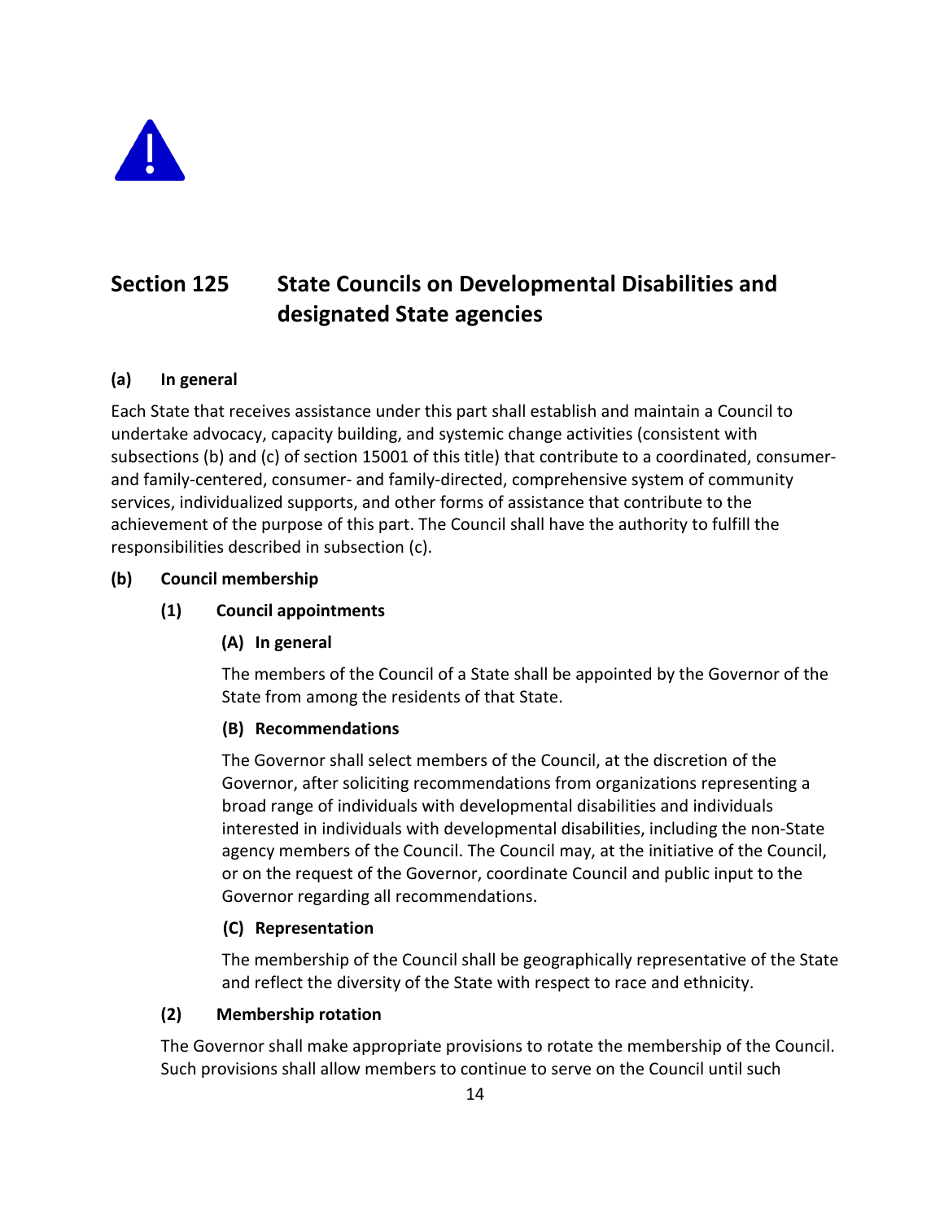## Section 125 State Councils on Developmental Disabilities and designated State agencies

**(a) In general**

Each State that receives assistance under this part shall establish and maintain a Council to undertake advocacy, capacity building, and systemic change activities (consistent with subsections (b) and (c) of section 15001 of this title) that contribute to a coordinated, consumer- and family-centered, consumer- and family-directed, comprehensive system of community services, individualized supports, and other forms of assistance that contribute to the achievement of the purpose of this part. The Council shall have the authority to fulfill the responsibilities described in subsection (c).

**(b) Council membership**

**(1) Council appointments**

**(A) In general**

The members of the Council of a State shall be appointed by the Governor of the State from among the residents of that State.

**(B) Recommendations**

The Governor shall select members of the Council, at the discretion of the Governor, after soliciting recommendations from organizations representing a broad range of individuals with developmental disabilities and individuals interested in individuals with developmental disabilities, including the non-State agency members of the Council. The Council may, at the initiative of the Council, or on the request of the Governor, coordinate Council and public input to the Governor regarding all recommendations.

**(C) Representation**

The membership of the Council shall be geographically representative of the State and reflect the diversity of the State with respect to race and ethnicity.

**(2) Membership rotation**

The Governor shall make appropriate provisions to rotate the membership of the Council. Such provisions shall allow members to continue to serve on the Council until such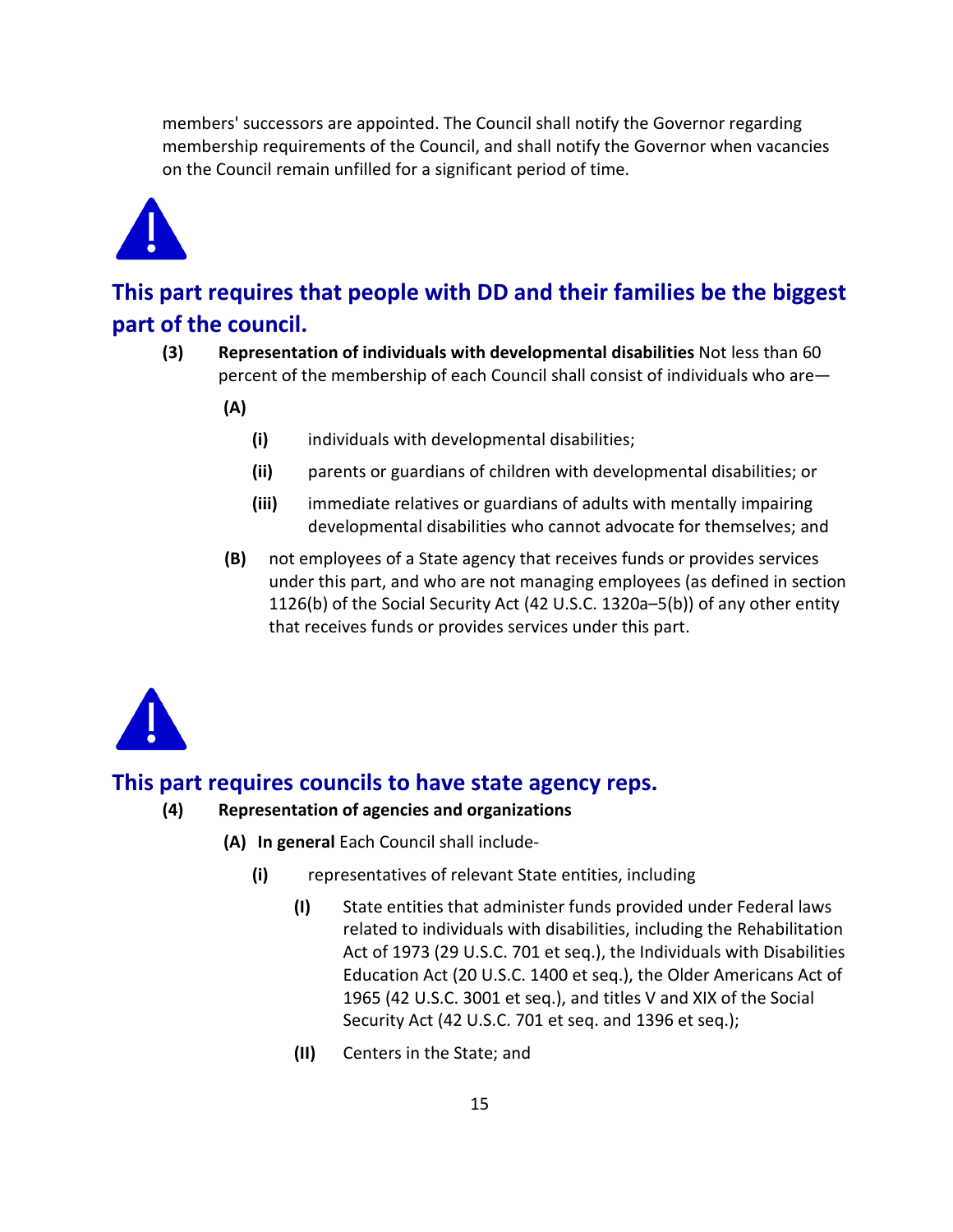members' successors are appointed. The Council shall notify the Governor regarding membership requirements of the Council, and shall notify the Governor when vacancies on the Council remain unfilled for a significant period of time.

## This part requires that people with DD and their families be the biggest part of the council.

**(3) Representation of individuals with developmental disabilities** Not less than 60 percent of the membership of each Council shall consist of individuals who are—

**(A)**

**(i)** individuals with developmental disabilities;

**(ii)** parents or guardians of children with developmental disabilities; or

**(iii)** immediate relatives or guardians of adults with mentally impairing developmental disabilities who cannot advocate for themselves; and

**(B)** not employees of a State agency that receives funds or provides services under this part, and who are not managing employees (as defined in section 1126(b) of the Social Security Act (42 U.S.C. 1320a–5(b)) of any other entity that receives funds or provides services under this part.

## This part requires councils to have state agency reps.

**(4) Representation of agencies and organizations**

**(A) In general** Each Council shall include-

**(i)** representatives of relevant State entities, including

**(I)** State entities that administer funds provided under Federal laws related to individuals with disabilities, including the Rehabilitation Act of 1973 (29 U.S.C. 701 et seq.), the Individuals with Disabilities Education Act (20 U.S.C. 1400 et seq.), the Older Americans Act of 1965 (42 U.S.C. 3001 et seq.), and titles V and XIX of the Social Security Act (42 U.S.C. 701 et seq. and 1396 et seq.);

**(II)** Centers in the State; and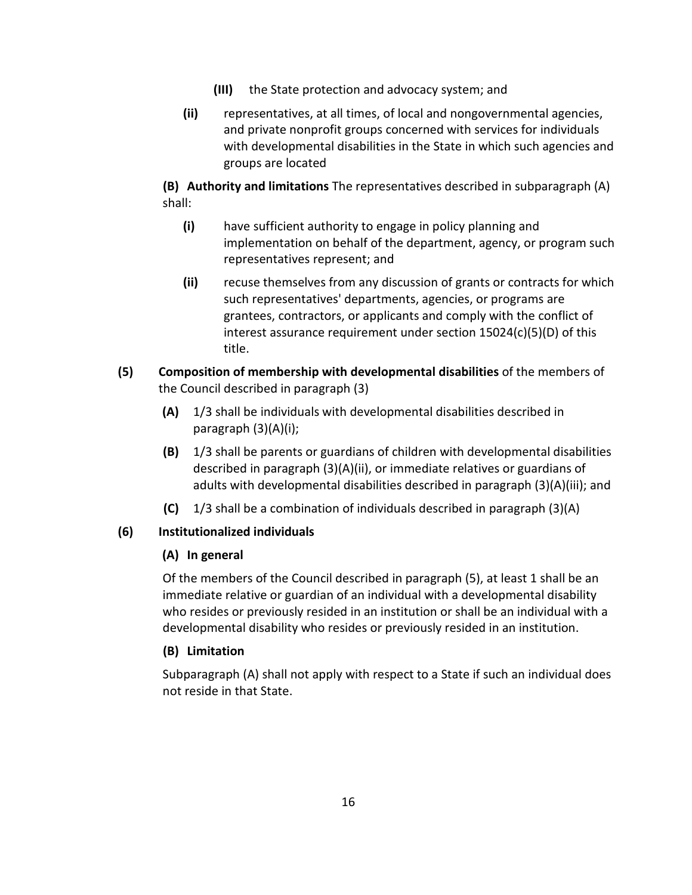**(III)** the State protection and advocacy system; and

**(ii)** representatives, at all times, of local and nongovernmental agencies, and private nonprofit groups concerned with services for individuals with developmental disabilities in the State in which such agencies and groups are located

**(B) Authority and limitations** The representatives described in subparagraph (A) shall:

**(i)** have sufficient authority to engage in policy planning and implementation on behalf of the department, agency, or program such representatives represent; and

**(ii)** recuse themselves from any discussion of grants or contracts for which such representatives' departments, agencies, or programs are grantees, contractors, or applicants and comply with the conflict of interest assurance requirement under section 15024(c)(5)(D) of this title.

**(5) Composition of membership with developmental disabilities** of the members of the Council described in paragraph (3)

**(A)** 1/3 shall be individuals with developmental disabilities described in paragraph (3)(A)(i);

**(B)** 1/3 shall be parents or guardians of children with developmental disabilities described in paragraph (3)(A)(ii), or immediate relatives or guardians of adults with developmental disabilities described in paragraph (3)(A)(iii); and

**(C)** 1/3 shall be a combination of individuals described in paragraph (3)(A)

**(6) Institutionalized individuals**

**(A) In general**

Of the members of the Council described in paragraph (5), at least 1 shall be an immediate relative or guardian of an individual with a developmental disability who resides or previously resided in an institution or shall be an individual with a developmental disability who resides or previously resided in an institution.

**(B) Limitation**

Subparagraph (A) shall not apply with respect to a State if such an individual does not reside in that State.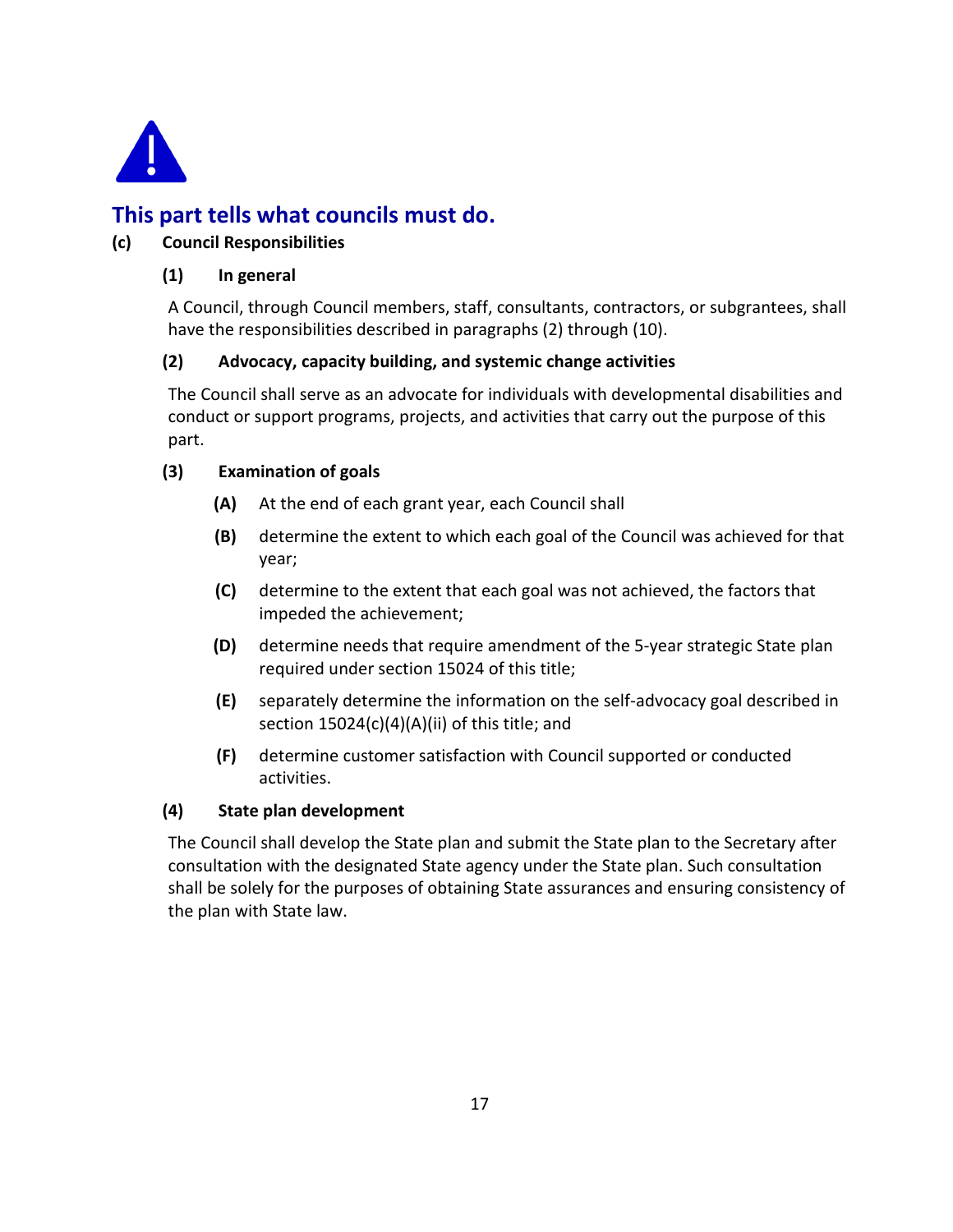## This part tells what councils must do.

**(c) Council Responsibilities**

**(1) In general**

A Council, through Council members, staff, consultants, contractors, or subgrantees, shall have the responsibilities described in paragraphs (2) through (10).

**(2) Advocacy, capacity building, and systemic change activities**

The Council shall serve as an advocate for individuals with developmental disabilities and conduct or support programs, projects, and activities that carry out the purpose of this part.

**(3) Examination of goals**

**(A)** At the end of each grant year, each Council shall

**(B)** determine the extent to which each goal of the Council was achieved for that year;

**(C)** determine to the extent that each goal was not achieved, the factors that impeded the achievement;

**(D)** determine needs that require amendment of the 5-year strategic State plan required under section 15024 of this title;

**(E)** separately determine the information on the self-advocacy goal described in section 15024(c)(4)(A)(ii) of this title; and

**(F)** determine customer satisfaction with Council supported or conducted activities.

**(4) State plan development**

The Council shall develop the State plan and submit the State plan to the Secretary after consultation with the designated State agency under the State plan. Such consultation shall be solely for the purposes of obtaining State assurances and ensuring consistency of the plan with State law.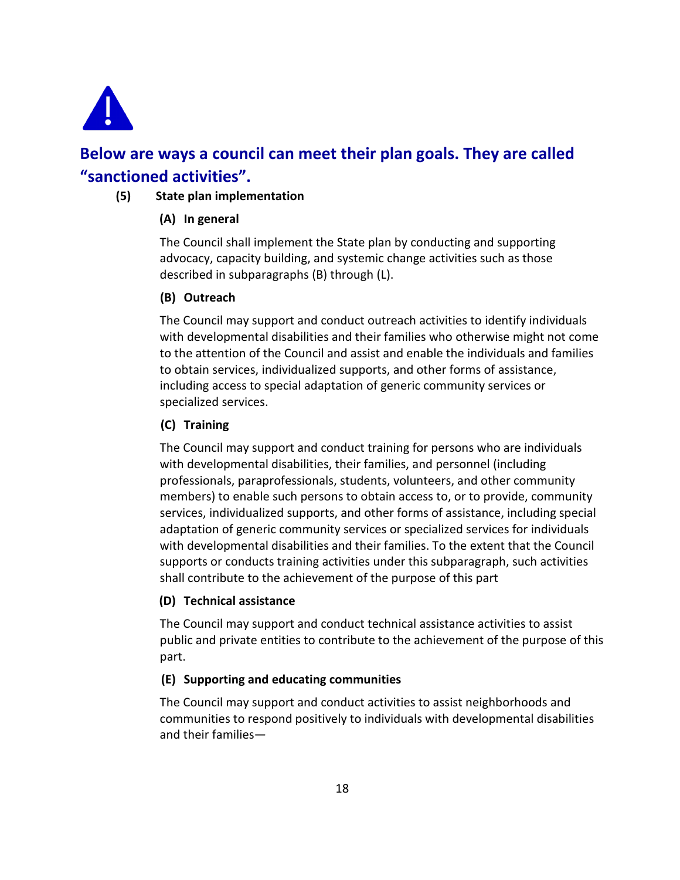## Below are ways a council can meet their plan goals. They are called "sanctioned activities".

**(5) State plan implementation**

**(A) In general**

The Council shall implement the State plan by conducting and supporting advocacy, capacity building, and systemic change activities such as those described in subparagraphs (B) through (L).

**(B) Outreach**

The Council may support and conduct outreach activities to identify individuals with developmental disabilities and their families who otherwise might not come to the attention of the Council and assist and enable the individuals and families to obtain services, individualized supports, and other forms of assistance, including access to special adaptation of generic community services or specialized services.

**(C) Training**

The Council may support and conduct training for persons who are individuals with developmental disabilities, their families, and personnel (including professionals, paraprofessionals, students, volunteers, and other community members) to enable such persons to obtain access to, or to provide, community services, individualized supports, and other forms of assistance, including special adaptation of generic community services or specialized services for individuals with developmental disabilities and their families. To the extent that the Council supports or conducts training activities under this subparagraph, such activities shall contribute to the achievement of the purpose of this part

**(D) Technical assistance**

The Council may support and conduct technical assistance activities to assist public and private entities to contribute to the achievement of the purpose of this part.

**(E) Supporting and educating communities**

The Council may support and conduct activities to assist neighborhoods and communities to respond positively to individuals with developmental disabilities and their families—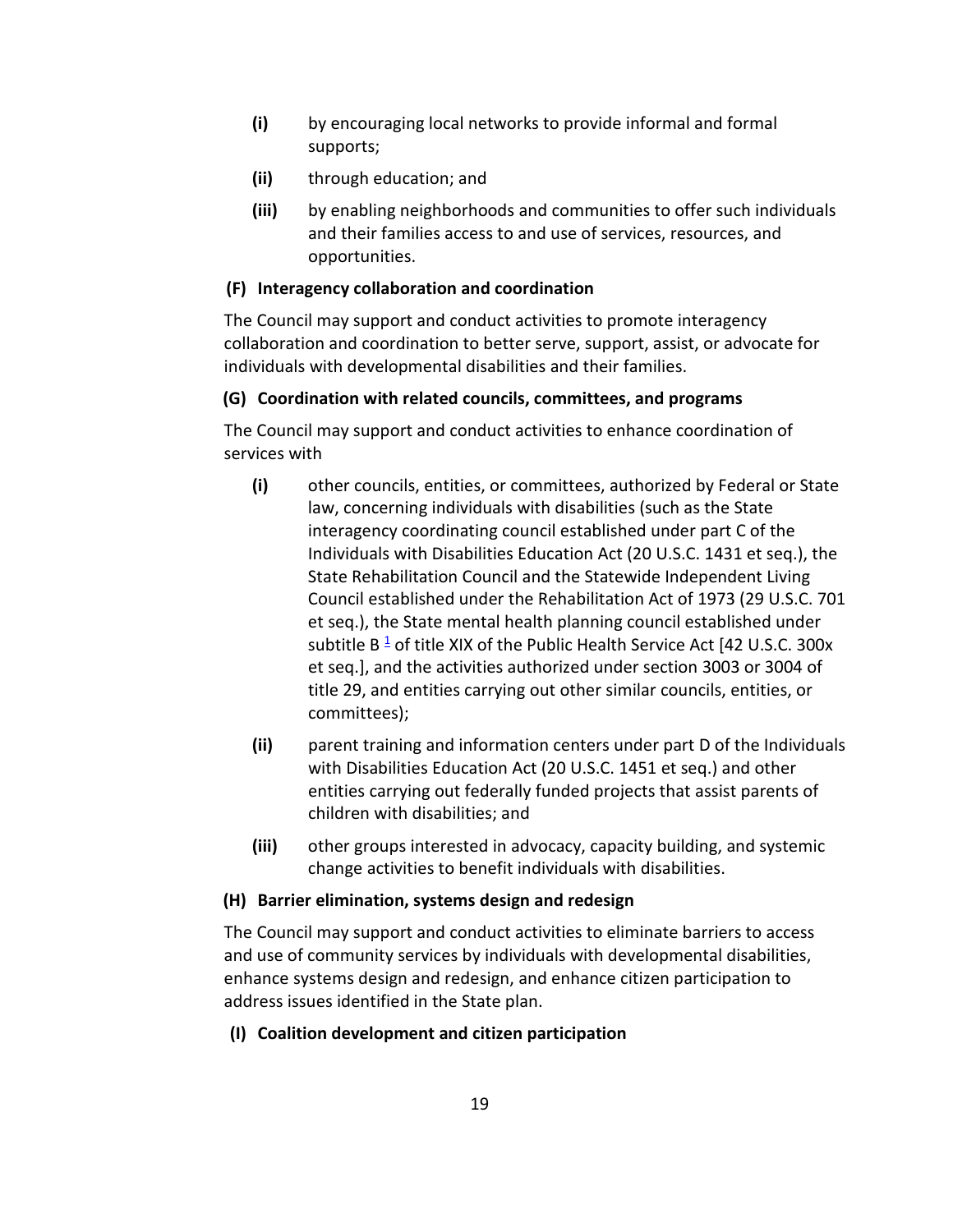**(i)** by encouraging local networks to provide informal and formal supports;

**(ii)** through education; and

**(iii)** by enabling neighborhoods and communities to offer such individuals and their families access to and use of services, resources, and opportunities.

### (F) Interagency collaboration and coordination

The Council may support and conduct activities to promote interagency collaboration and coordination to better serve, support, assist, or advocate for individuals with developmental disabilities and their families.

### (G) Coordination with related councils, committees, and programs

The Council may support and conduct activities to enhance coordination of services with

**(i)** other councils, entities, or committees, authorized by Federal or State law, concerning individuals with disabilities (such as the State interagency coordinating council established under part C of the Individuals with Disabilities Education Act (20 U.S.C. 1431 et seq.), the State Rehabilitation Council and the Statewide Independent Living Council established under the Rehabilitation Act of 1973 (29 U.S.C. 701 et seq.), the State mental health planning council established under subtitle B [1] of title XIX of the Public Health Service Act [42 U.S.C. 300x et seq.], and the activities authorized under section 3003 or 3004 of title 29, and entities carrying out other similar councils, entities, or committees);

**(ii)** parent training and information centers under part D of the Individuals with Disabilities Education Act (20 U.S.C. 1451 et seq.) and other entities carrying out federally funded projects that assist parents of children with disabilities; and

**(iii)** other groups interested in advocacy, capacity building, and systemic change activities to benefit individuals with disabilities.

### (H) Barrier elimination, systems design and redesign

The Council may support and conduct activities to eliminate barriers to access and use of community services by individuals with developmental disabilities, enhance systems design and redesign, and enhance citizen participation to address issues identified in the State plan.

### (I) Coalition development and citizen participation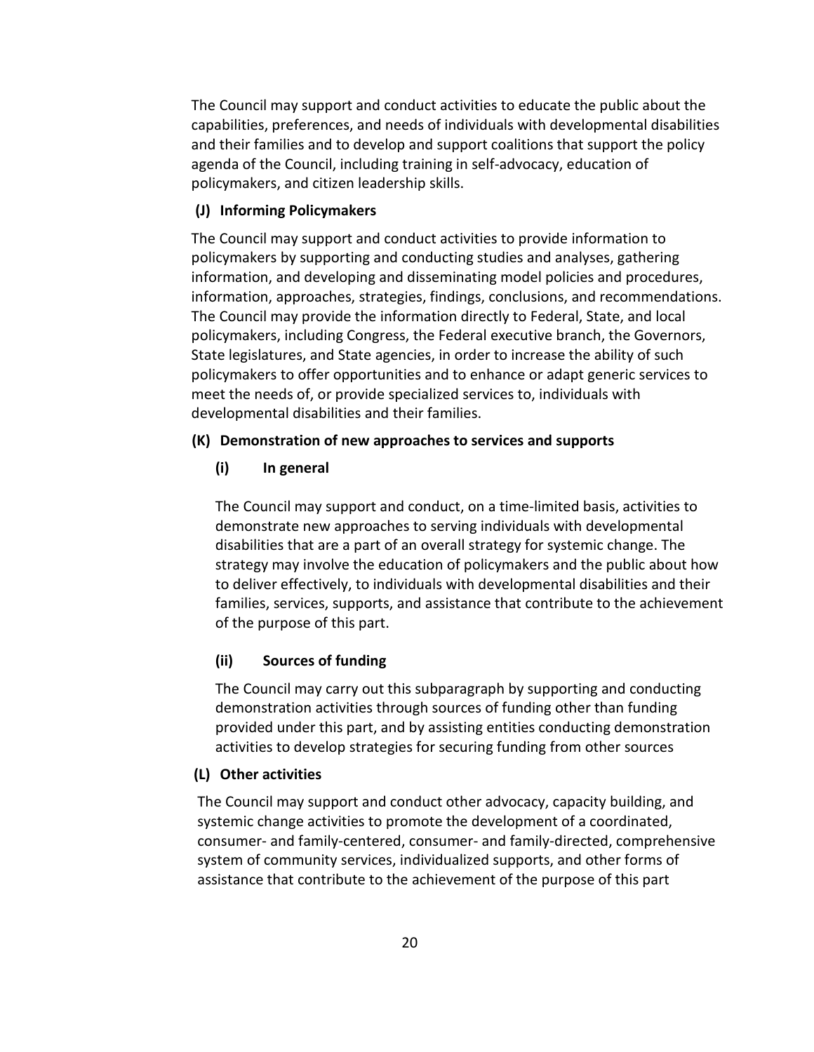The Council may support and conduct activities to educate the public about the capabilities, preferences, and needs of individuals with developmental disabilities and their families and to develop and support coalitions that support the policy agenda of the Council, including training in self-advocacy, education of policymakers, and citizen leadership skills.

**(J) Informing Policymakers**

The Council may support and conduct activities to provide information to policymakers by supporting and conducting studies and analyses, gathering information, and developing and disseminating model policies and procedures, information, approaches, strategies, findings, conclusions, and recommendations. The Council may provide the information directly to Federal, State, and local policymakers, including Congress, the Federal executive branch, the Governors, State legislatures, and State agencies, in order to increase the ability of such policymakers to offer opportunities and to enhance or adapt generic services to meet the needs of, or provide specialized services to, individuals with developmental disabilities and their families.

**(K) Demonstration of new approaches to services and supports**

**(i) In general**

The Council may support and conduct, on a time-limited basis, activities to demonstrate new approaches to serving individuals with developmental disabilities that are a part of an overall strategy for systemic change. The strategy may involve the education of policymakers and the public about how to deliver effectively, to individuals with developmental disabilities and their families, services, supports, and assistance that contribute to the achievement of the purpose of this part.

**(ii) Sources of funding**

The Council may carry out this subparagraph by supporting and conducting demonstration activities through sources of funding other than funding provided under this part, and by assisting entities conducting demonstration activities to develop strategies for securing funding from other sources

**(L) Other activities**

The Council may support and conduct other advocacy, capacity building, and systemic change activities to promote the development of a coordinated, consumer- and family-centered, consumer- and family-directed, comprehensive system of community services, individualized supports, and other forms of assistance that contribute to the achievement of the purpose of this part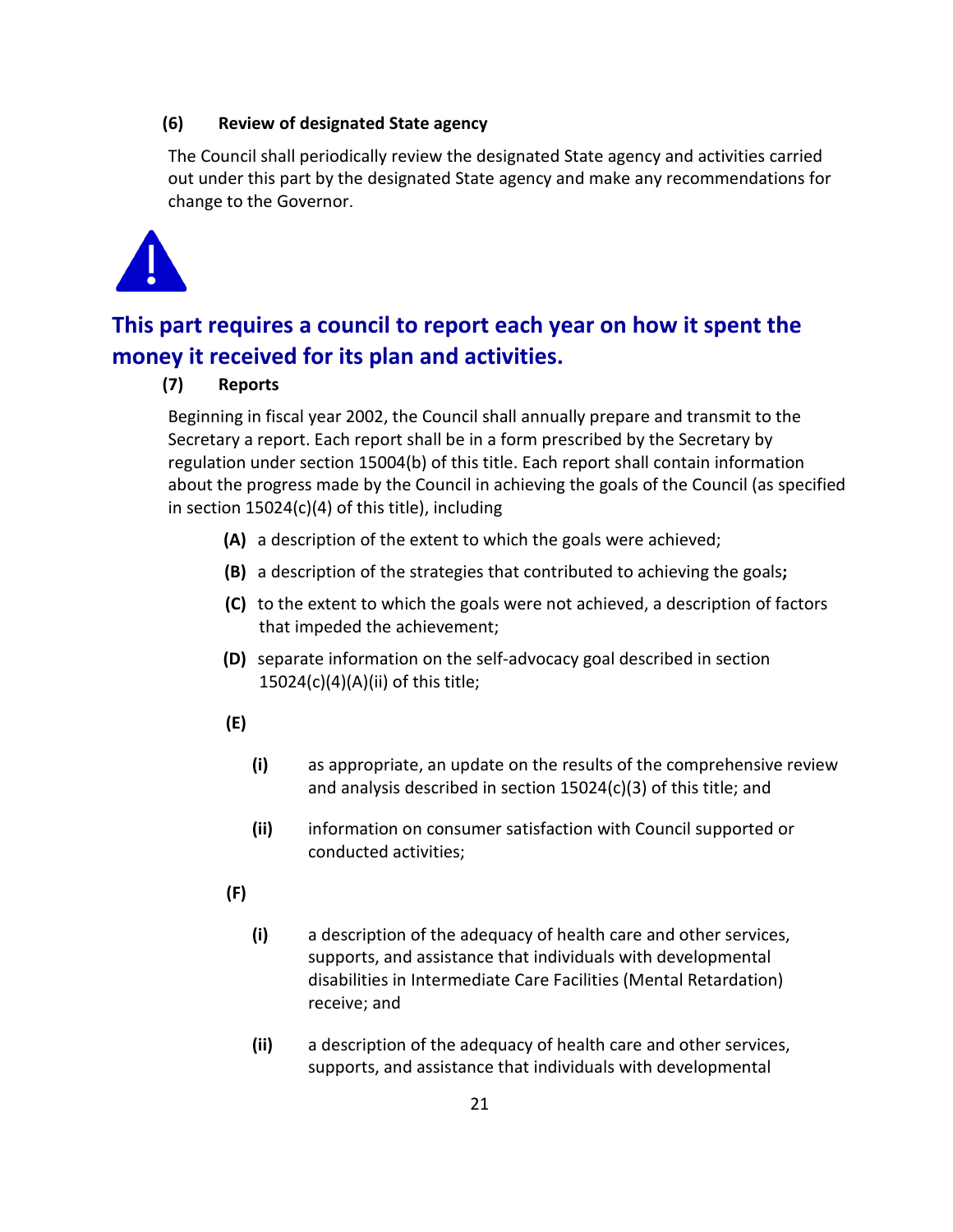**(6) Review of designated State agency**

The Council shall periodically review the designated State agency and activities carried out under this part by the designated State agency and make any recommendations for change to the Governor.

## This part requires a council to report each year on how it spent the money it received for its plan and activities.

**(7) Reports**

Beginning in fiscal year 2002, the Council shall annually prepare and transmit to the Secretary a report. Each report shall be in a form prescribed by the Secretary by regulation under section 15004(b) of this title. Each report shall contain information about the progress made by the Council in achieving the goals of the Council (as specified in section 15024(c)(4) of this title), including

- **(A)** a description of the extent to which the goals were achieved;
- **(B)** a description of the strategies that contributed to achieving the goals**;**
- **(C)** to the extent to which the goals were not achieved, a description of factors that impeded the achievement;
- **(D)** separate information on the self-advocacy goal described in section 15024(c)(4)(A)(ii) of this title;
- **(E)**
  - **(i)** as appropriate, an update on the results of the comprehensive review and analysis described in section 15024(c)(3) of this title; and
  - **(ii)** information on consumer satisfaction with Council supported or conducted activities;
- **(F)**
  - **(i)** a description of the adequacy of health care and other services, supports, and assistance that individuals with developmental disabilities in Intermediate Care Facilities (Mental Retardation) receive; and
  - **(ii)** a description of the adequacy of health care and other services, supports, and assistance that individuals with developmental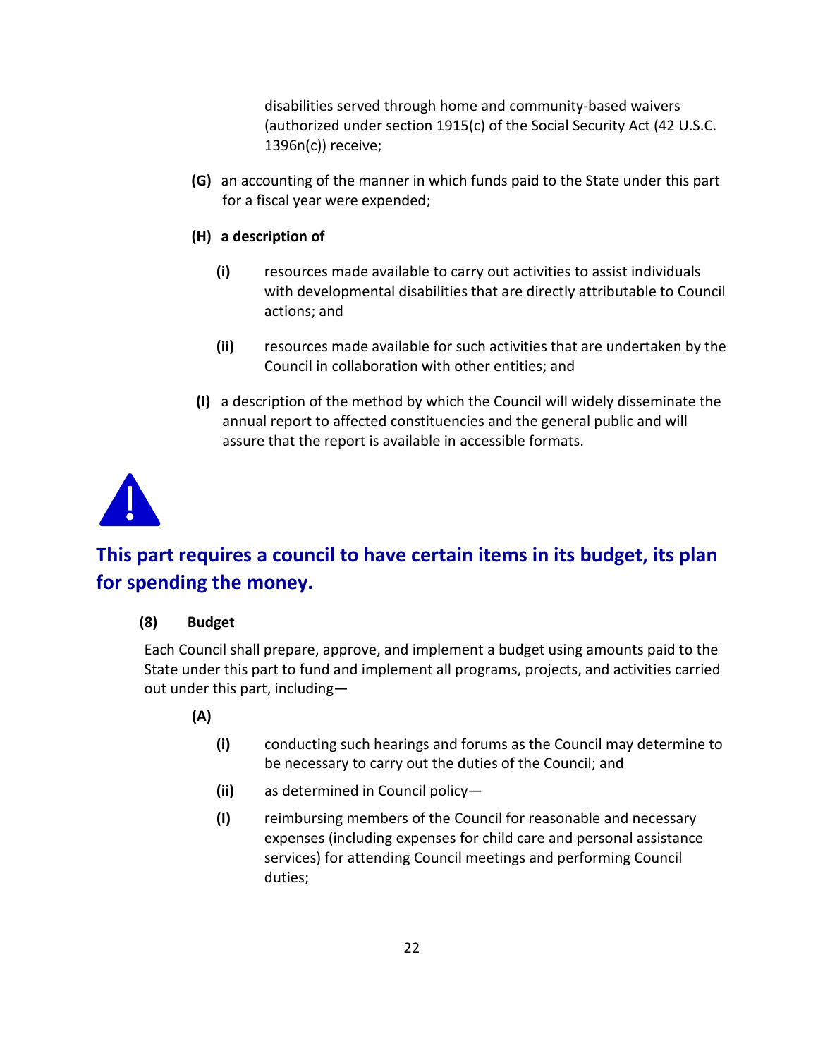disabilities served through home and community-based waivers (authorized under section 1915(c) of the Social Security Act (42 U.S.C. 1396n(c)) receive;

**(G)** an accounting of the manner in which funds paid to the State under this part for a fiscal year were expended;

**(H)** **a description of**

**(i)** resources made available to carry out activities to assist individuals with developmental disabilities that are directly attributable to Council actions; and

**(ii)** resources made available for such activities that are undertaken by the Council in collaboration with other entities; and

**(I)** a description of the method by which the Council will widely disseminate the annual report to affected constituencies and the general public and will assure that the report is available in accessible formats.

## This part requires a council to have certain items in its budget, its plan for spending the money.

**(8) Budget**

Each Council shall prepare, approve, and implement a budget using amounts paid to the State under this part to fund and implement all programs, projects, and activities carried out under this part, including—

**(A)**

**(i)** conducting such hearings and forums as the Council may determine to be necessary to carry out the duties of the Council; and

**(ii)** as determined in Council policy—

**(I)** reimbursing members of the Council for reasonable and necessary expenses (including expenses for child care and personal assistance services) for attending Council meetings and performing Council duties;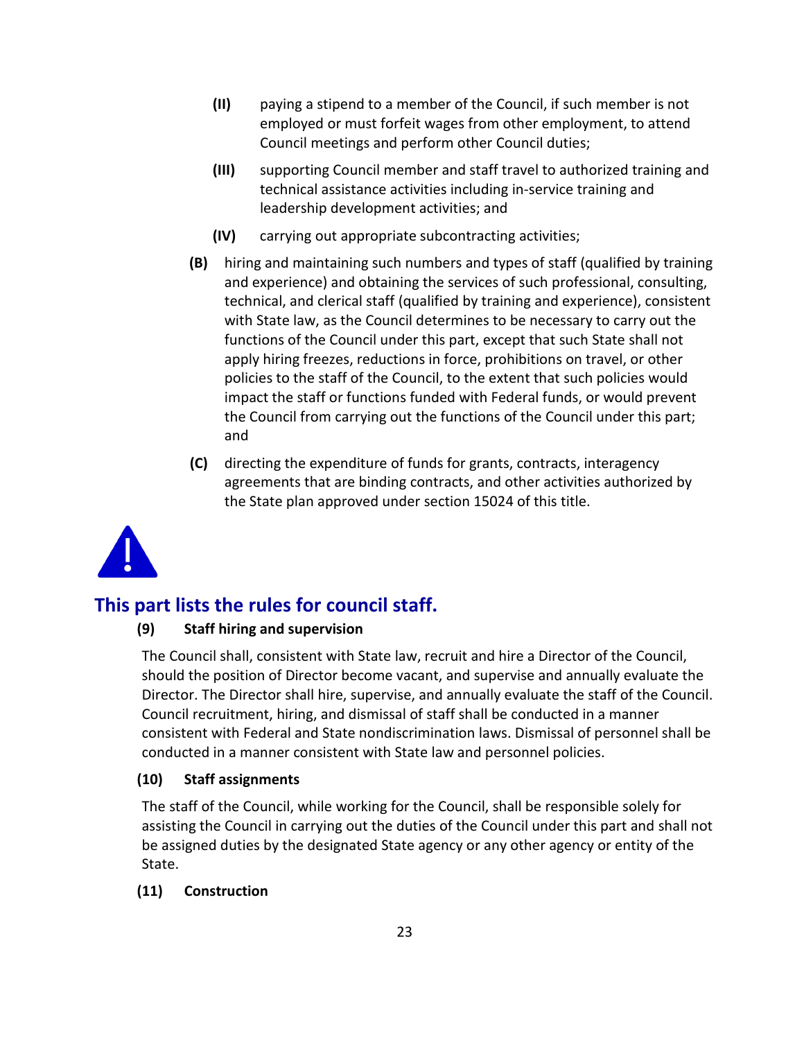- **(II)** paying a stipend to a member of the Council, if such member is not employed or must forfeit wages from other employment, to attend Council meetings and perform other Council duties;
- **(III)** supporting Council member and staff travel to authorized training and technical assistance activities including in-service training and leadership development activities; and
- **(IV)** carrying out appropriate subcontracting activities;

**(B)** hiring and maintaining such numbers and types of staff (qualified by training and experience) and obtaining the services of such professional, consulting, technical, and clerical staff (qualified by training and experience), consistent with State law, as the Council determines to be necessary to carry out the functions of the Council under this part, except that such State shall not apply hiring freezes, reductions in force, prohibitions on travel, or other policies to the staff of the Council, to the extent that such policies would impact the staff or functions funded with Federal funds, or would prevent the Council from carrying out the functions of the Council under this part; and

**(C)** directing the expenditure of funds for grants, contracts, interagency agreements that are binding contracts, and other activities authorized by the State plan approved under section 15024 of this title.

## This part lists the rules for council staff.

**(9) Staff hiring and supervision**

The Council shall, consistent with State law, recruit and hire a Director of the Council, should the position of Director become vacant, and supervise and annually evaluate the Director. The Director shall hire, supervise, and annually evaluate the staff of the Council. Council recruitment, hiring, and dismissal of staff shall be conducted in a manner consistent with Federal and State nondiscrimination laws. Dismissal of personnel shall be conducted in a manner consistent with State law and personnel policies.

**(10) Staff assignments**

The staff of the Council, while working for the Council, shall be responsible solely for assisting the Council in carrying out the duties of the Council under this part and shall not be assigned duties by the designated State agency or any other agency or entity of the State.

**(11) Construction**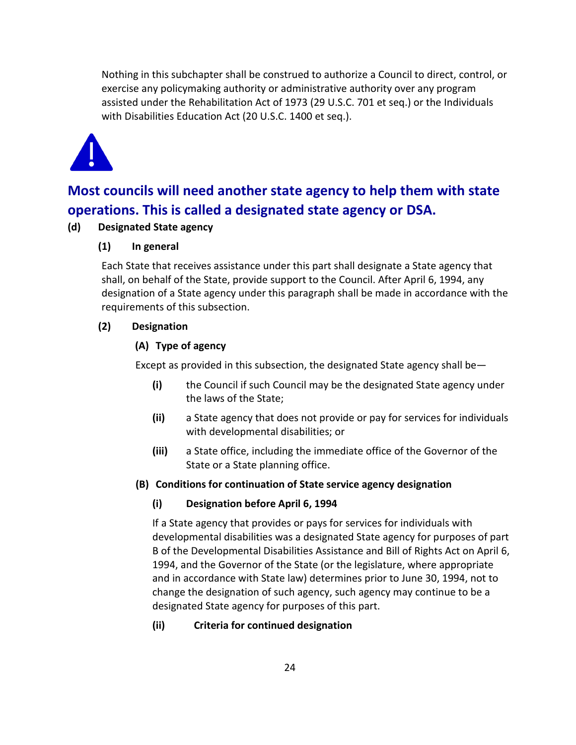Nothing in this subchapter shall be construed to authorize a Council to direct, control, or exercise any policymaking authority or administrative authority over any program assisted under the Rehabilitation Act of 1973 (29 U.S.C. 701 et seq.) or the Individuals with Disabilities Education Act (20 U.S.C. 1400 et seq.).

## Most councils will need another state agency to help them with state operations. This is called a designated state agency or DSA.

**(d) Designated State agency**

**(1) In general**

Each State that receives assistance under this part shall designate a State agency that shall, on behalf of the State, provide support to the Council. After April 6, 1994, any designation of a State agency under this paragraph shall be made in accordance with the requirements of this subsection.

**(2) Designation**

**(A) Type of agency**

Except as provided in this subsection, the designated State agency shall be—

- **(i)** the Council if such Council may be the designated State agency under the laws of the State;
- **(ii)** a State agency that does not provide or pay for services for individuals with developmental disabilities; or
- **(iii)** a State office, including the immediate office of the Governor of the State or a State planning office.

**(B) Conditions for continuation of State service agency designation**

**(i) Designation before April 6, 1994**

If a State agency that provides or pays for services for individuals with developmental disabilities was a designated State agency for purposes of part B of the Developmental Disabilities Assistance and Bill of Rights Act on April 6, 1994, and the Governor of the State (or the legislature, where appropriate and in accordance with State law) determines prior to June 30, 1994, not to change the designation of such agency, such agency may continue to be a designated State agency for purposes of this part.

**(ii) Criteria for continued designation**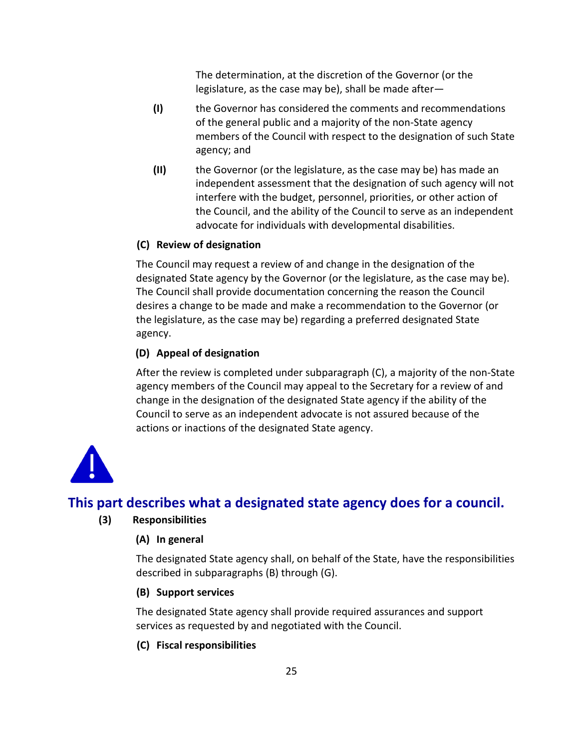The determination, at the discretion of the Governor (or the legislature, as the case may be), shall be made after—

**(I)** the Governor has considered the comments and recommendations of the general public and a majority of the non-State agency members of the Council with respect to the designation of such State agency; and

**(II)** the Governor (or the legislature, as the case may be) has made an independent assessment that the designation of such agency will not interfere with the budget, personnel, priorities, or other action of the Council, and the ability of the Council to serve as an independent advocate for individuals with developmental disabilities.

**(C) Review of designation**

The Council may request a review of and change in the designation of the designated State agency by the Governor (or the legislature, as the case may be). The Council shall provide documentation concerning the reason the Council desires a change to be made and make a recommendation to the Governor (or the legislature, as the case may be) regarding a preferred designated State agency.

**(D) Appeal of designation**

After the review is completed under subparagraph (C), a majority of the non-State agency members of the Council may appeal to the Secretary for a review of and change in the designation of the designated State agency if the ability of the Council to serve as an independent advocate is not assured because of the actions or inactions of the designated State agency.

## This part describes what a designated state agency does for a council.

**(3) Responsibilities**

**(A) In general**

The designated State agency shall, on behalf of the State, have the responsibilities described in subparagraphs (B) through (G).

**(B) Support services**

The designated State agency shall provide required assurances and support services as requested by and negotiated with the Council.

**(C) Fiscal responsibilities**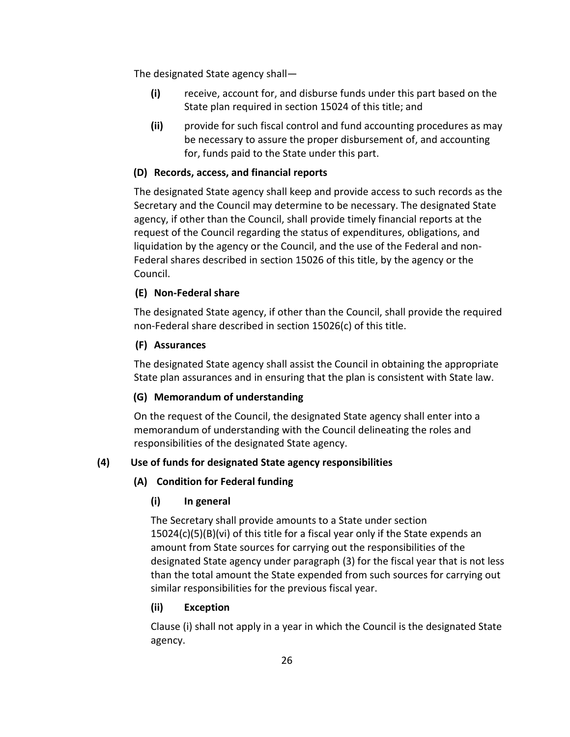The designated State agency shall—

- **(i)** receive, account for, and disburse funds under this part based on the State plan required in section 15024 of this title; and
- **(ii)** provide for such fiscal control and fund accounting procedures as may be necessary to assure the proper disbursement of, and accounting for, funds paid to the State under this part.

#### (D) Records, access, and financial reports

The designated State agency shall keep and provide access to such records as the Secretary and the Council may determine to be necessary. The designated State agency, if other than the Council, shall provide timely financial reports at the request of the Council regarding the status of expenditures, obligations, and liquidation by the agency or the Council, and the use of the Federal and non-Federal shares described in section 15026 of this title, by the agency or the Council.

#### (E) Non-Federal share

The designated State agency, if other than the Council, shall provide the required non-Federal share described in section 15026(c) of this title.

#### (F) Assurances

The designated State agency shall assist the Council in obtaining the appropriate State plan assurances and in ensuring that the plan is consistent with State law.

#### (G) Memorandum of understanding

On the request of the Council, the designated State agency shall enter into a memorandum of understanding with the Council delineating the roles and responsibilities of the designated State agency.

### (4) Use of funds for designated State agency responsibilities

#### (A) Condition for Federal funding

##### (i) In general

The Secretary shall provide amounts to a State under section 15024(c)(5)(B)(vi) of this title for a fiscal year only if the State expends an amount from State sources for carrying out the responsibilities of the designated State agency under paragraph (3) for the fiscal year that is not less than the total amount the State expended from such sources for carrying out similar responsibilities for the previous fiscal year.

##### (ii) Exception

Clause (i) shall not apply in a year in which the Council is the designated State agency.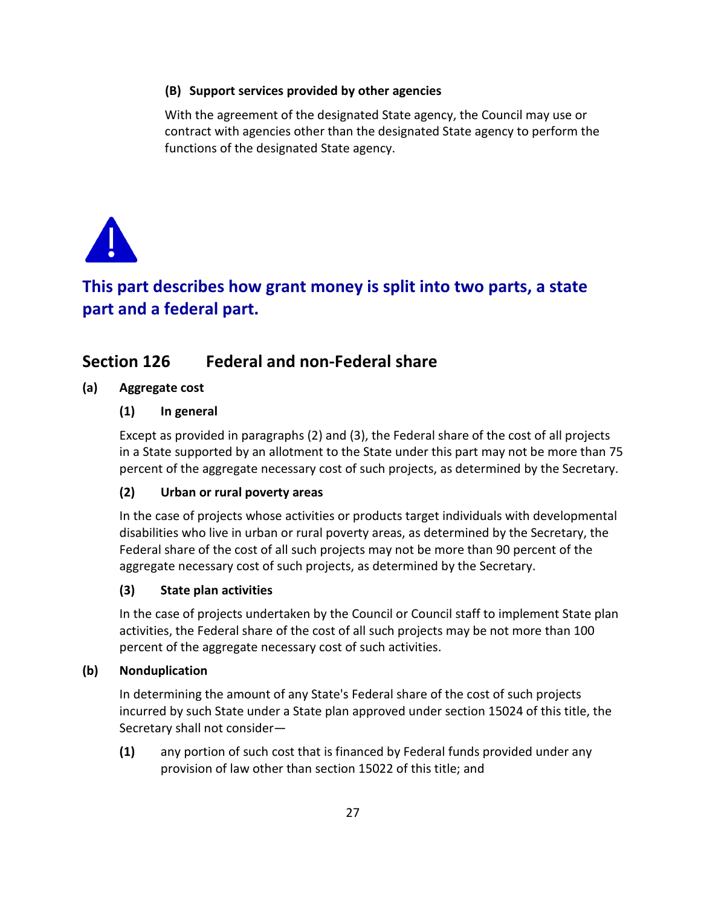#### (B) Support services provided by other agencies

With the agreement of the designated State agency, the Council may use or contract with agencies other than the designated State agency to perform the functions of the designated State agency.

**This part describes how grant money is split into two parts, a state part and a federal part.**

## Section 126 Federal and non-Federal share

### (a) Aggregate cost

#### (1) In general

Except as provided in paragraphs (2) and (3), the Federal share of the cost of all projects in a State supported by an allotment to the State under this part may not be more than 75 percent of the aggregate necessary cost of such projects, as determined by the Secretary.

#### (2) Urban or rural poverty areas

In the case of projects whose activities or products target individuals with developmental disabilities who live in urban or rural poverty areas, as determined by the Secretary, the Federal share of the cost of all such projects may not be more than 90 percent of the aggregate necessary cost of such projects, as determined by the Secretary.

#### (3) State plan activities

In the case of projects undertaken by the Council or Council staff to implement State plan activities, the Federal share of the cost of all such projects may be not more than 100 percent of the aggregate necessary cost of such activities.

### (b) Nonduplication

In determining the amount of any State's Federal share of the cost of such projects incurred by such State under a State plan approved under section 15024 of this title, the Secretary shall not consider—

**(1)** any portion of such cost that is financed by Federal funds provided under any provision of law other than section 15022 of this title; and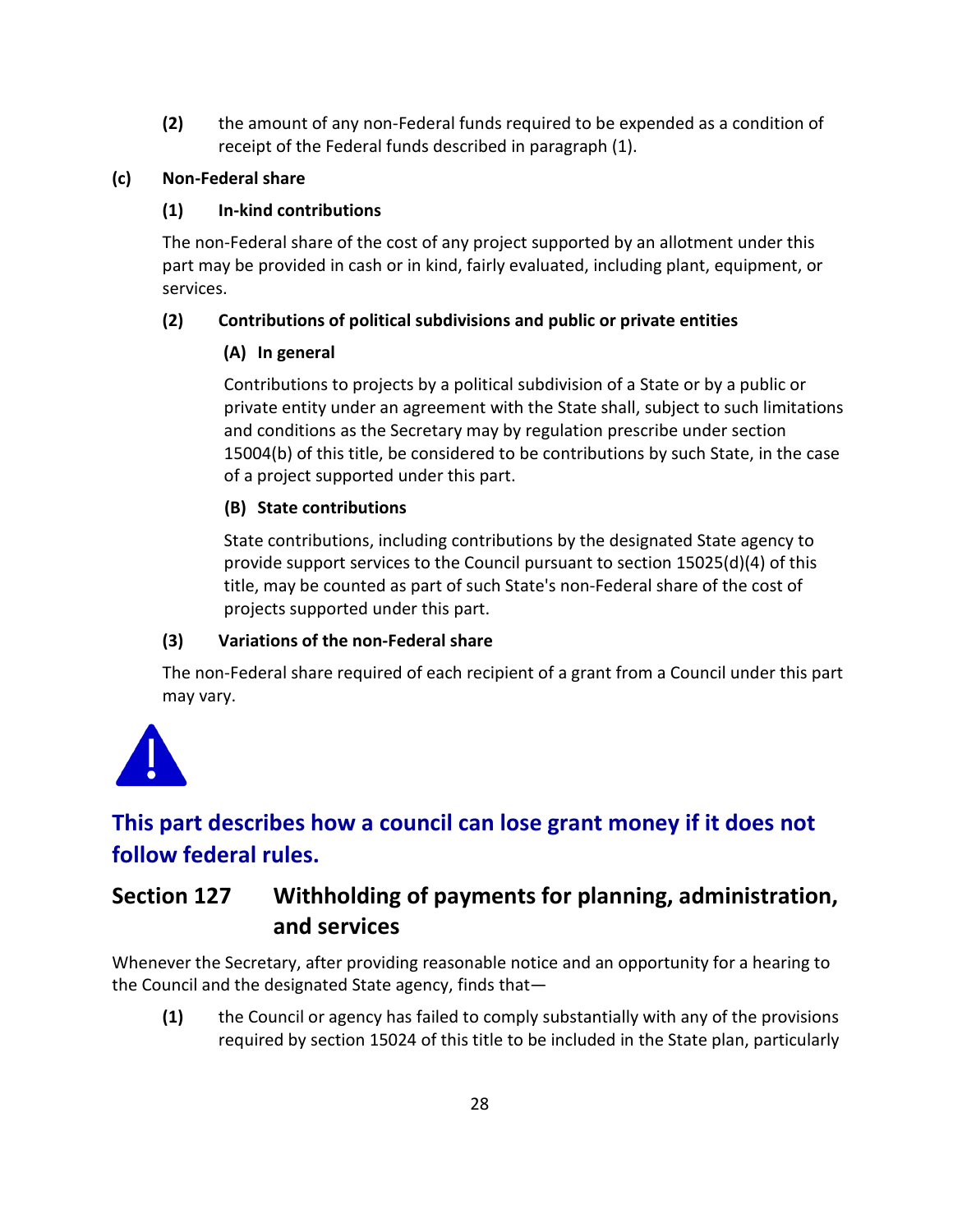**(2)** the amount of any non-Federal funds required to be expended as a condition of receipt of the Federal funds described in paragraph (1).

**(c) Non-Federal share**

**(1) In-kind contributions**

The non-Federal share of the cost of any project supported by an allotment under this part may be provided in cash or in kind, fairly evaluated, including plant, equipment, or services.

**(2) Contributions of political subdivisions and public or private entities**

**(A) In general**

Contributions to projects by a political subdivision of a State or by a public or private entity under an agreement with the State shall, subject to such limitations and conditions as the Secretary may by regulation prescribe under section 15004(b) of this title, be considered to be contributions by such State, in the case of a project supported under this part.

**(B) State contributions**

State contributions, including contributions by the designated State agency to provide support services to the Council pursuant to section 15025(d)(4) of this title, may be counted as part of such State's non-Federal share of the cost of projects supported under this part.

**(3) Variations of the non-Federal share**

The non-Federal share required of each recipient of a grant from a Council under this part may vary.

## This part describes how a council can lose grant money if it does not follow federal rules.

## Section 127 Withholding of payments for planning, administration, and services

Whenever the Secretary, after providing reasonable notice and an opportunity for a hearing to the Council and the designated State agency, finds that—

**(1)** the Council or agency has failed to comply substantially with any of the provisions required by section 15024 of this title to be included in the State plan, particularly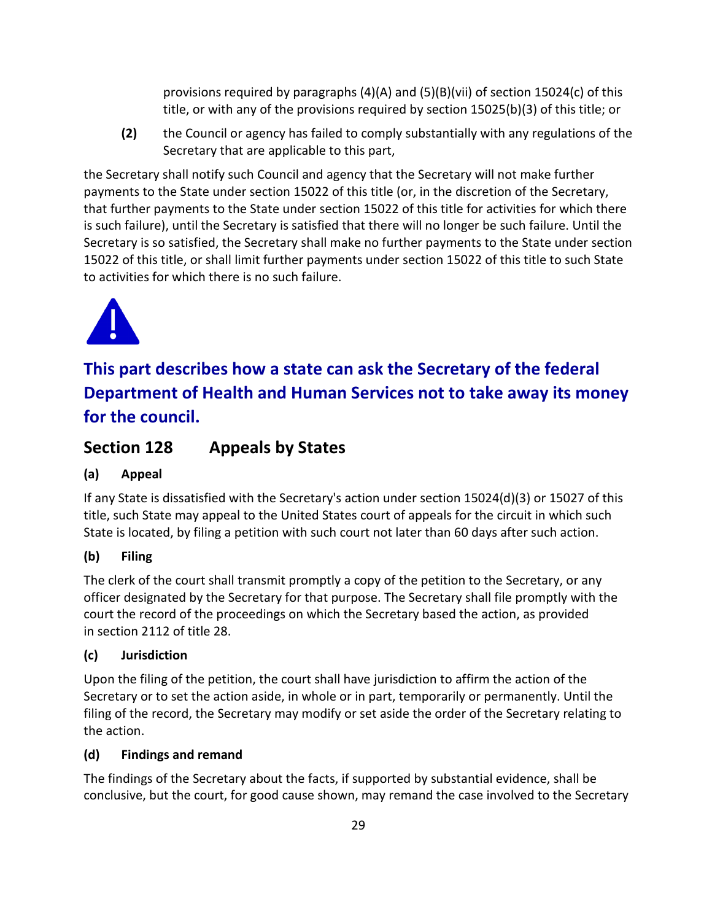provisions required by paragraphs (4)(A) and (5)(B)(vii) of section 15024(c) of this title, or with any of the provisions required by section 15025(b)(3) of this title; or

**(2)** the Council or agency has failed to comply substantially with any regulations of the Secretary that are applicable to this part,

the Secretary shall notify such Council and agency that the Secretary will not make further payments to the State under section 15022 of this title (or, in the discretion of the Secretary, that further payments to the State under section 15022 of this title for activities for which there is such failure), until the Secretary is satisfied that there will no longer be such failure. Until the Secretary is so satisfied, the Secretary shall make no further payments to the State under section 15022 of this title, or shall limit further payments under section 15022 of this title to such State to activities for which there is no such failure.

**This part describes how a state can ask the Secretary of the federal Department of Health and Human Services not to take away its money for the council.**

## Section 128 Appeals by States

**(a) Appeal**

If any State is dissatisfied with the Secretary's action under section 15024(d)(3) or 15027 of this title, such State may appeal to the United States court of appeals for the circuit in which such State is located, by filing a petition with such court not later than 60 days after such action.

**(b) Filing**

The clerk of the court shall transmit promptly a copy of the petition to the Secretary, or any officer designated by the Secretary for that purpose. The Secretary shall file promptly with the court the record of the proceedings on which the Secretary based the action, as provided in section 2112 of title 28.

**(c) Jurisdiction**

Upon the filing of the petition, the court shall have jurisdiction to affirm the action of the Secretary or to set the action aside, in whole or in part, temporarily or permanently. Until the filing of the record, the Secretary may modify or set aside the order of the Secretary relating to the action.

**(d) Findings and remand**

The findings of the Secretary about the facts, if supported by substantial evidence, shall be conclusive, but the court, for good cause shown, may remand the case involved to the Secretary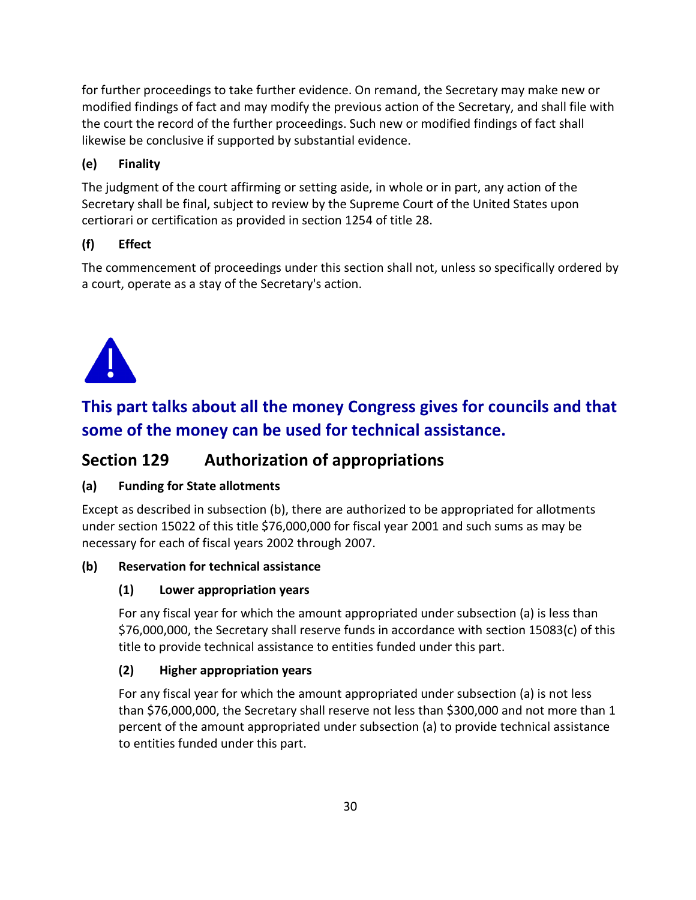for further proceedings to take further evidence. On remand, the Secretary may make new or modified findings of fact and may modify the previous action of the Secretary, and shall file with the court the record of the further proceedings. Such new or modified findings of fact shall likewise be conclusive if supported by substantial evidence.

**(e) Finality**

The judgment of the court affirming or setting aside, in whole or in part, any action of the Secretary shall be final, subject to review by the Supreme Court of the United States upon certiorari or certification as provided in section 1254 of title 28.

**(f) Effect**

The commencement of proceedings under this section shall not, unless so specifically ordered by a court, operate as a stay of the Secretary's action.

## This part talks about all the money Congress gives for councils and that some of the money can be used for technical assistance.

## Section 129 Authorization of appropriations

**(a) Funding for State allotments**

Except as described in subsection (b), there are authorized to be appropriated for allotments under section 15022 of this title $76,000,000 for fiscal year 2001 and such sums as may be necessary for each of fiscal years 2002 through 2007.

**(b) Reservation for technical assistance**

**(1) Lower appropriation years**

For any fiscal year for which the amount appropriated under subsection (a) is less than $76,000,000, the Secretary shall reserve funds in accordance with section 15083(c) of this title to provide technical assistance to entities funded under this part.

**(2) Higher appropriation years**

For any fiscal year for which the amount appropriated under subsection (a) is not less than $76,000,000, the Secretary shall reserve not less than $300,000 and not more than 1 percent of the amount appropriated under subsection (a) to provide technical assistance to entities funded under this part.